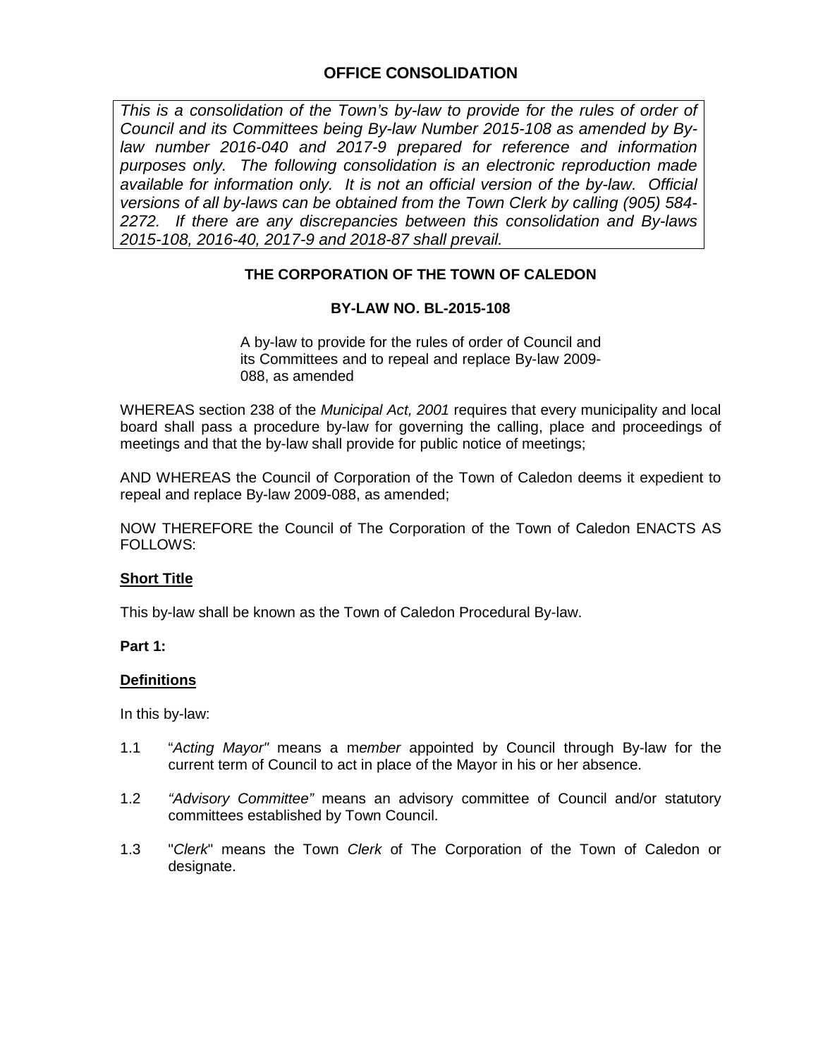## OFFICE CONSOLIDATION

*This is a consolidation of the Town's by-law to provide for the rules of order of Council and its Committees being By-law Number 2015-108 as amended by By-law number 2016-040 and 2017-9 prepared for reference and information purposes only. The following consolidation is an electronic reproduction made available for information only. It is not an official version of the by-law. Official versions of all by-laws can be obtained from the Town Clerk by calling (905) 584-2272. If there are any discrepancies between this consolidation and By-laws 2015-108, 2016-40, 2017-9 and 2018-87 shall prevail.*

### THE CORPORATION OF THE TOWN OF CALEDON

### BY-LAW NO. BL-2015-108

A by-law to provide for the rules of order of Council and its Committees and to repeal and replace By-law 2009-088, as amended

WHEREAS section 238 of the *Municipal Act, 2001* requires that every municipality and local board shall pass a procedure by-law for governing the calling, place and proceedings of meetings and that the by-law shall provide for public notice of meetings;

AND WHEREAS the Council of Corporation of the Town of Caledon deems it expedient to repeal and replace By-law 2009-088, as amended;

NOW THEREFORE the Council of The Corporation of the Town of Caledon ENACTS AS FOLLOWS:

**Short Title**

This by-law shall be known as the Town of Caledon Procedural By-law.

**Part 1:**

**Definitions**

In this by-law:

1.1 "*Acting Mayor"* means a m*ember* appointed by Council through By-law for the current term of Council to act in place of the Mayor in his or her absence.

1.2 *"Advisory Committee"* means an advisory committee of Council and/or statutory committees established by Town Council.

1.3 "*Clerk*" means the Town *Clerk* of The Corporation of the Town of Caledon or designate.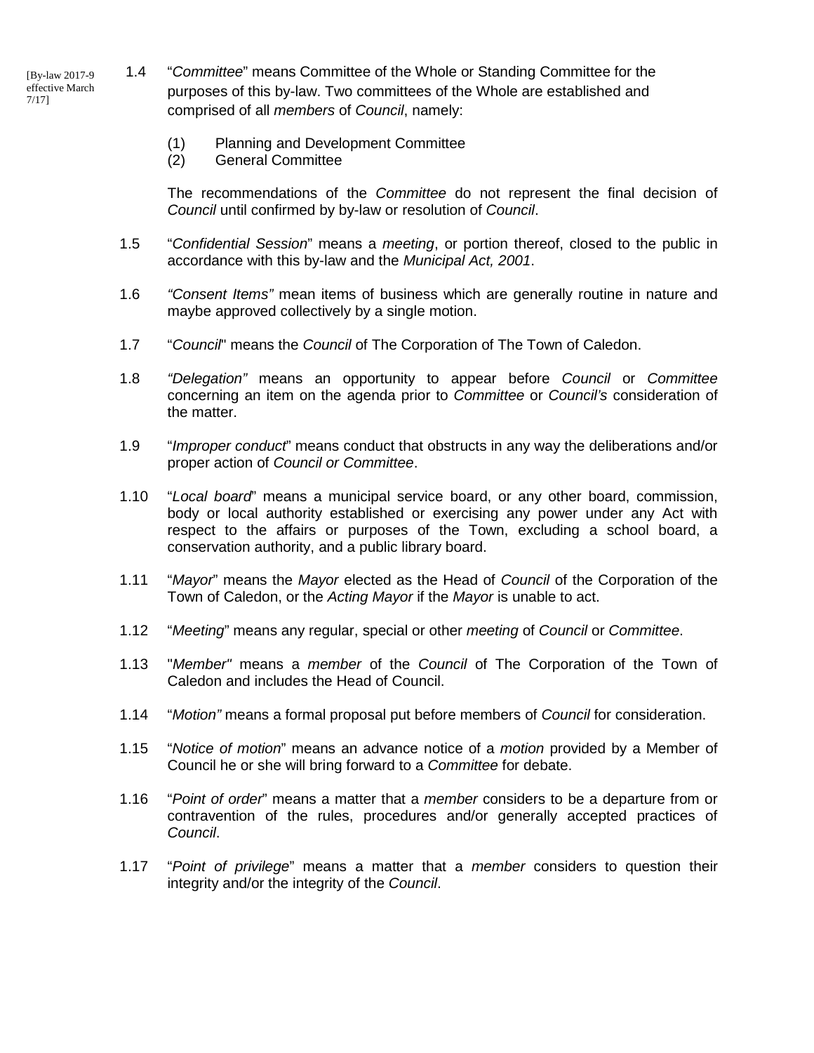[By-law 2017-9 effective March 7/17]

1.4 "*Committee*" means Committee of the Whole or Standing Committee for the purposes of this by-law. Two committees of the Whole are established and comprised of all *members* of *Council*, namely:

(1) Planning and Development Committee
(2) General Committee

The recommendations of the *Committee* do not represent the final decision of *Council* until confirmed by by-law or resolution of *Council*.

1.5 "*Confidential Session*" means a *meeting*, or portion thereof, closed to the public in accordance with this by-law and the *Municipal Act, 2001*.

1.6 *"Consent Items"* mean items of business which are generally routine in nature and maybe approved collectively by a single motion.

1.7 "*Council*" means the *Council* of The Corporation of The Town of Caledon.

1.8 *"Delegation"* means an opportunity to appear before *Council* or *Committee* concerning an item on the agenda prior to *Committee* or *Council's* consideration of the matter.

1.9 "*Improper conduct*" means conduct that obstructs in any way the deliberations and/or proper action of *Council or Committee*.

1.10 "*Local board*" means a municipal service board, or any other board, commission, body or local authority established or exercising any power under any Act with respect to the affairs or purposes of the Town, excluding a school board, a conservation authority, and a public library board.

1.11 "*Mayor*" means the *Mayor* elected as the Head of *Council* of the Corporation of the Town of Caledon, or the *Acting Mayor* if the *Mayor* is unable to act.

1.12 "*Meeting*" means any regular, special or other *meeting* of *Council* or *Committee*.

1.13 "*Member"* means a *member* of the *Council* of The Corporation of the Town of Caledon and includes the Head of Council.

1.14 "*Motion"* means a formal proposal put before members of *Council* for consideration.

1.15 "*Notice of motion*" means an advance notice of a *motion* provided by a Member of Council he or she will bring forward to a *Committee* for debate.

1.16 "*Point of order*" means a matter that a *member* considers to be a departure from or contravention of the rules, procedures and/or generally accepted practices of *Council*.

1.17 "*Point of privilege*" means a matter that a *member* considers to question their integrity and/or the integrity of the *Council*.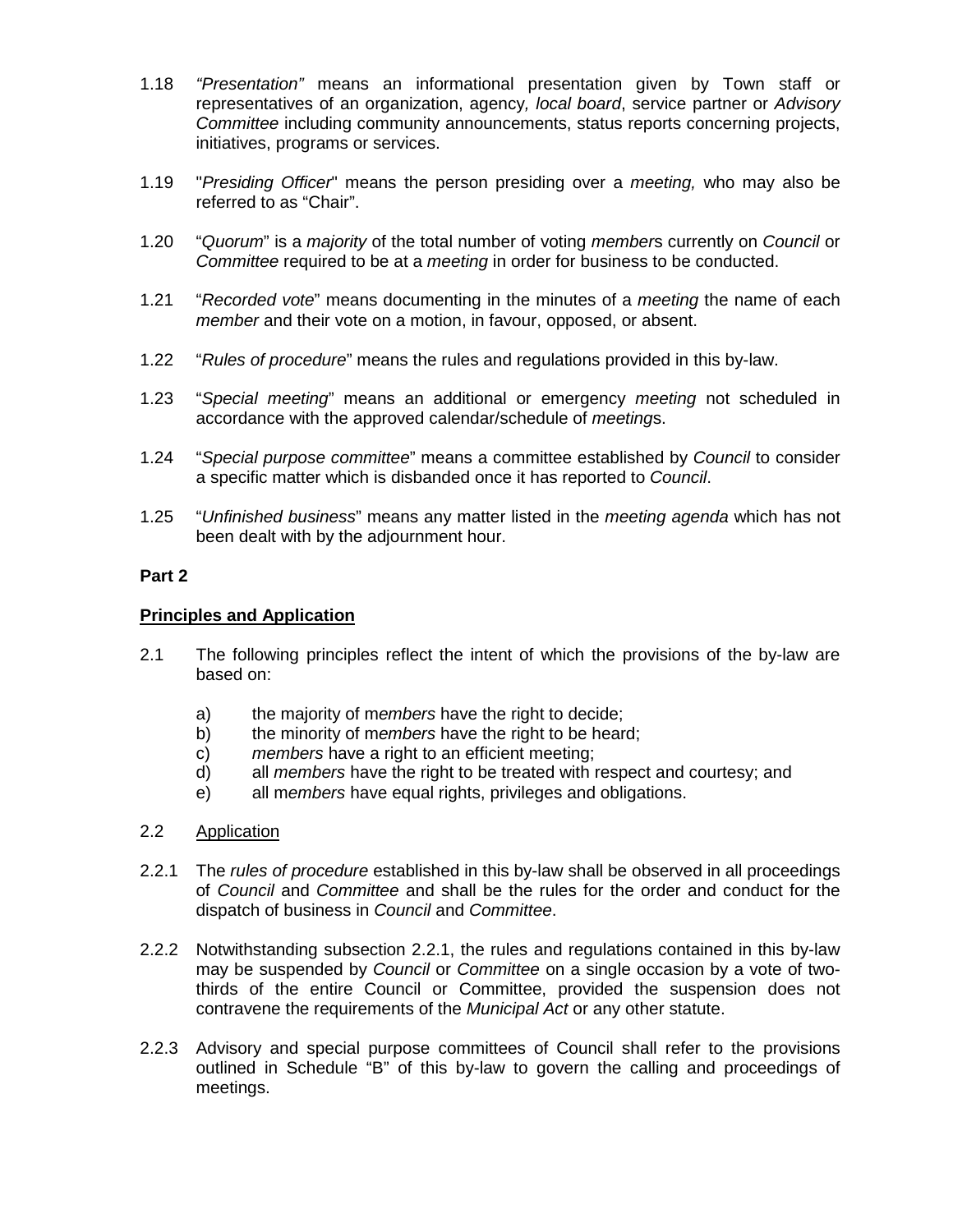1.18 *"Presentation"* means an informational presentation given by Town staff or representatives of an organization, agency*, local board*, service partner or *Advisory Committee* including community announcements, status reports concerning projects, initiatives, programs or services.

1.19 "*Presiding Officer*" means the person presiding over a *meeting,* who may also be referred to as "Chair".

1.20 "*Quorum*" is a *majority* of the total number of voting *member*s currently on *Council* or *Committee* required to be at a *meeting* in order for business to be conducted.

1.21 "*Recorded vote*" means documenting in the minutes of a *meeting* the name of each *member* and their vote on a motion, in favour, opposed, or absent.

1.22 "*Rules of procedure*" means the rules and regulations provided in this by-law.

1.23 "*Special meeting*" means an additional or emergency *meeting* not scheduled in accordance with the approved calendar/schedule of *meeting*s.

1.24 "*Special purpose committee*" means a committee established by *Council* to consider a specific matter which is disbanded once it has reported to *Council*.

1.25 "*Unfinished business*" means any matter listed in the *meeting agenda* which has not been dealt with by the adjournment hour.

**Part 2**

**Principles and Application**

2.1 The following principles reflect the intent of which the provisions of the by-law are based on:

a) the majority of m*embers* have the right to decide;
b) the minority of m*embers* have the right to be heard;
c) *members* have a right to an efficient meeting;
d) all *members* have the right to be treated with respect and courtesy; and
e) all m*embers* have equal rights, privileges and obligations.

2.2 Application

2.2.1 The *rules of procedure* established in this by-law shall be observed in all proceedings of *Council* and *Committee* and shall be the rules for the order and conduct for the dispatch of business in *Council* and *Committee*.

2.2.2 Notwithstanding subsection 2.2.1, the rules and regulations contained in this by-law may be suspended by *Council* or *Committee* on a single occasion by a vote of two-thirds of the entire Council or Committee, provided the suspension does not contravene the requirements of the *Municipal Act* or any other statute.

2.2.3 Advisory and special purpose committees of Council shall refer to the provisions outlined in Schedule "B" of this by-law to govern the calling and proceedings of meetings.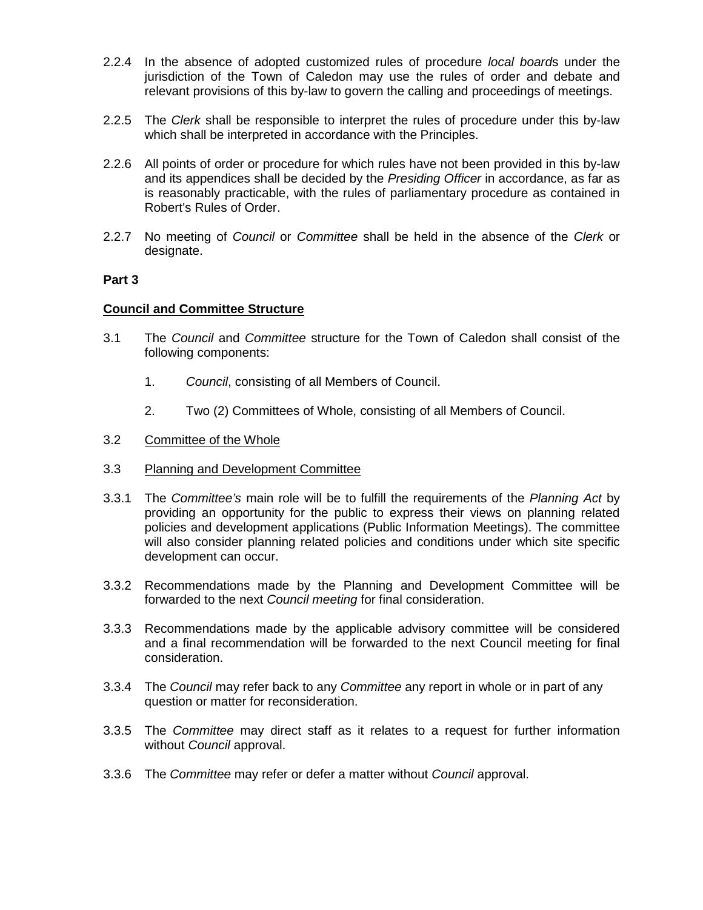2.2.4 In the absence of adopted customized rules of procedure *local board*s under the jurisdiction of the Town of Caledon may use the rules of order and debate and relevant provisions of this by-law to govern the calling and proceedings of meetings.

2.2.5 The *Clerk* shall be responsible to interpret the rules of procedure under this by-law which shall be interpreted in accordance with the Principles.

2.2.6 All points of order or procedure for which rules have not been provided in this by-law and its appendices shall be decided by the *Presiding Officer* in accordance, as far as is reasonably practicable, with the rules of parliamentary procedure as contained in Robert's Rules of Order.

2.2.7 No meeting of *Council* or *Committee* shall be held in the absence of the *Clerk* or designate.

**Part 3**

**Council and Committee Structure**

3.1 The *Council* and *Committee* structure for the Town of Caledon shall consist of the following components:

1. *Council*, consisting of all Members of Council.

2. Two (2) Committees of Whole, consisting of all Members of Council.

3.2 Committee of the Whole

3.3 Planning and Development Committee

3.3.1 The *Committee's* main role will be to fulfill the requirements of the *Planning Act* by providing an opportunity for the public to express their views on planning related policies and development applications (Public Information Meetings). The committee will also consider planning related policies and conditions under which site specific development can occur.

3.3.2 Recommendations made by the Planning and Development Committee will be forwarded to the next *Council meeting* for final consideration.

3.3.3 Recommendations made by the applicable advisory committee will be considered and a final recommendation will be forwarded to the next Council meeting for final consideration.

3.3.4 The *Council* may refer back to any *Committee* any report in whole or in part of any question or matter for reconsideration.

3.3.5 The *Committee* may direct staff as it relates to a request for further information without *Council* approval.

3.3.6 The *Committee* may refer or defer a matter without *Council* approval.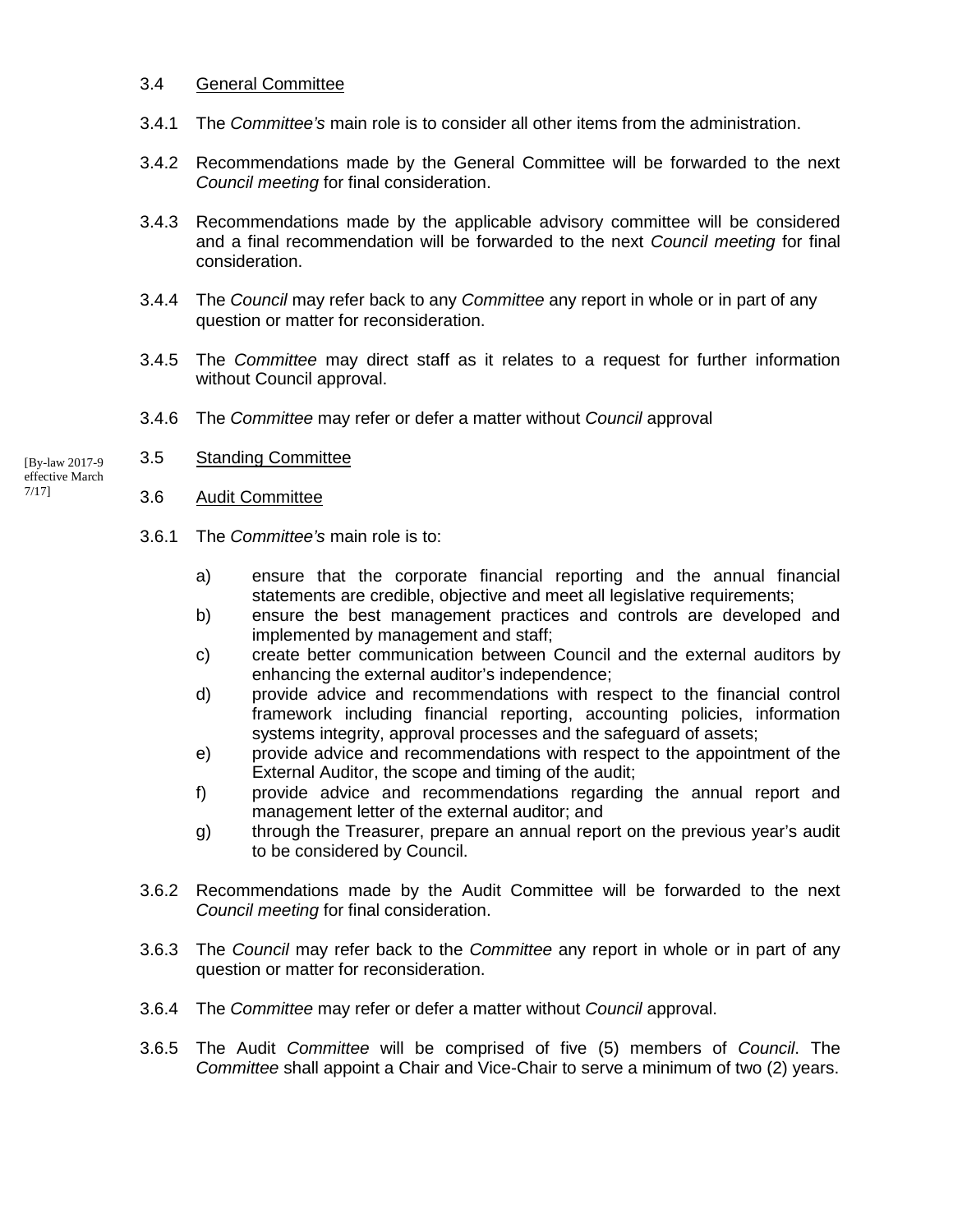### 3.4 General Committee

3.4.1 The *Committee's* main role is to consider all other items from the administration.

3.4.2 Recommendations made by the General Committee will be forwarded to the next *Council meeting* for final consideration.

3.4.3 Recommendations made by the applicable advisory committee will be considered and a final recommendation will be forwarded to the next *Council meeting* for final consideration.

3.4.4 The *Council* may refer back to any *Committee* any report in whole or in part of any question or matter for reconsideration.

3.4.5 The *Committee* may direct staff as it relates to a request for further information without Council approval.

3.4.6 The *Committee* may refer or defer a matter without *Council* approval

### 3.5 Standing Committee

[By-law 2017-9 effective March 7/17]

### 3.6 Audit Committee

3.6.1 The *Committee's* main role is to:

a) ensure that the corporate financial reporting and the annual financial statements are credible, objective and meet all legislative requirements;
b) ensure the best management practices and controls are developed and implemented by management and staff;
c) create better communication between Council and the external auditors by enhancing the external auditor's independence;
d) provide advice and recommendations with respect to the financial control framework including financial reporting, accounting policies, information systems integrity, approval processes and the safeguard of assets;
e) provide advice and recommendations with respect to the appointment of the External Auditor, the scope and timing of the audit;
f) provide advice and recommendations regarding the annual report and management letter of the external auditor; and
g) through the Treasurer, prepare an annual report on the previous year's audit to be considered by Council.

3.6.2 Recommendations made by the Audit Committee will be forwarded to the next *Council meeting* for final consideration.

3.6.3 The *Council* may refer back to the *Committee* any report in whole or in part of any question or matter for reconsideration.

3.6.4 The *Committee* may refer or defer a matter without *Council* approval.

3.6.5 The Audit *Committee* will be comprised of five (5) members of *Council*. The *Committee* shall appoint a Chair and Vice-Chair to serve a minimum of two (2) years.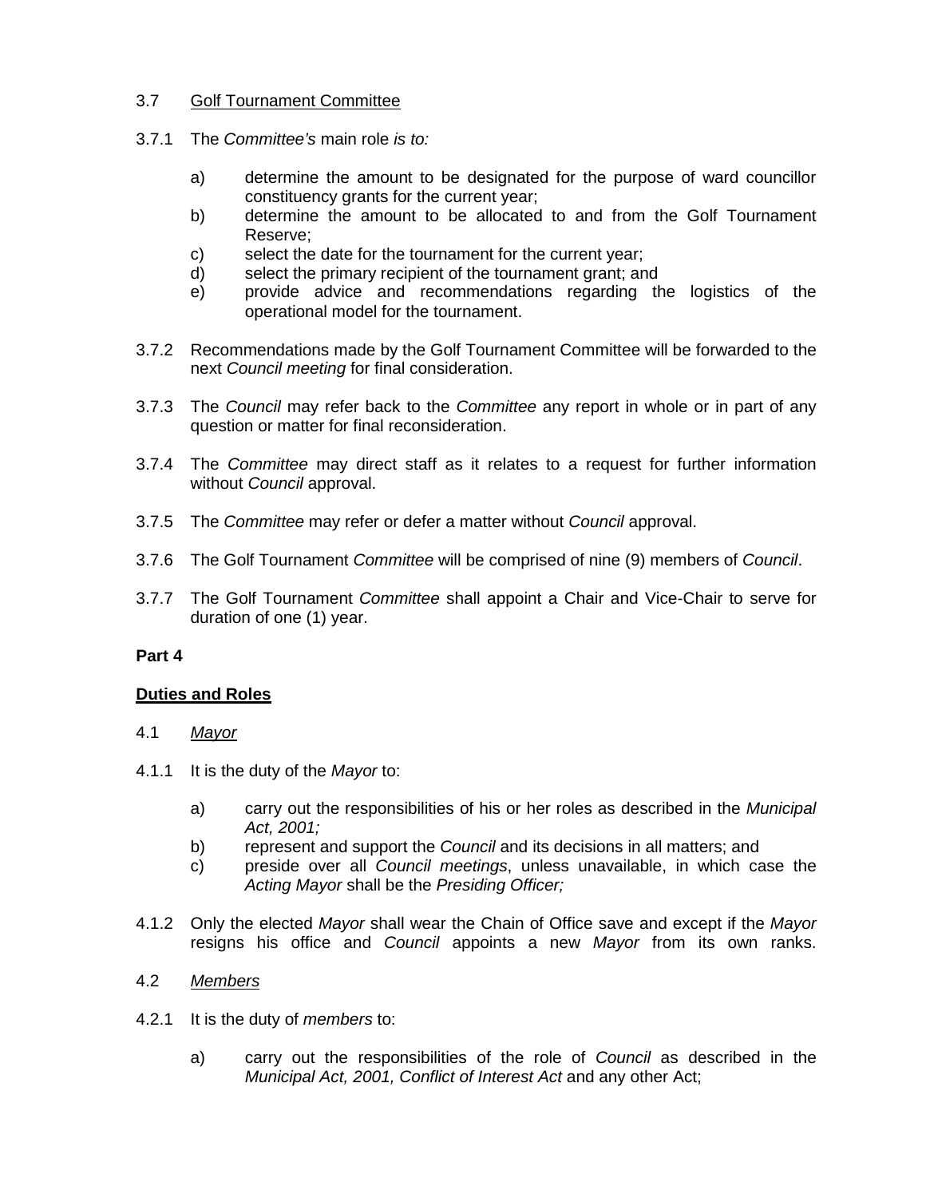3.7 <u>Golf Tournament Committee</u>

3.7.1 The *Committee's* main role *is to:*

- a) determine the amount to be designated for the purpose of ward councillor constituency grants for the current year;
- b) determine the amount to be allocated to and from the Golf Tournament Reserve;
- c) select the date for the tournament for the current year;
- d) select the primary recipient of the tournament grant; and
- e) provide advice and recommendations regarding the logistics of the operational model for the tournament.

3.7.2 Recommendations made by the Golf Tournament Committee will be forwarded to the next *Council meeting* for final consideration.

3.7.3 The *Council* may refer back to the *Committee* any report in whole or in part of any question or matter for final reconsideration.

3.7.4 The *Committee* may direct staff as it relates to a request for further information without *Council* approval.

3.7.5 The *Committee* may refer or defer a matter without *Council* approval.

3.7.6 The Golf Tournament *Committee* will be comprised of nine (9) members of *Council*.

3.7.7 The Golf Tournament *Committee* shall appoint a Chair and Vice-Chair to serve for duration of one (1) year.

**Part 4**

**<u>Duties and Roles</u>**

4.1 <u>*Mayor*</u>

4.1.1 It is the duty of the *Mayor* to:

- a) carry out the responsibilities of his or her roles as described in the *Municipal Act, 2001;*
- b) represent and support the *Council* and its decisions in all matters; and
- c) preside over all *Council meetings*, unless unavailable, in which case the *Acting Mayor* shall be the *Presiding Officer;*

4.1.2 Only the elected *Mayor* shall wear the Chain of Office save and except if the *Mayor* resigns his office and *Council* appoints a new *Mayor* from its own ranks.

4.2 <u>*Members*</u>

4.2.1 It is the duty of *members* to:

- a) carry out the responsibilities of the role of *Council* as described in the *Municipal Act, 2001, Conflict of Interest Act* and any other Act;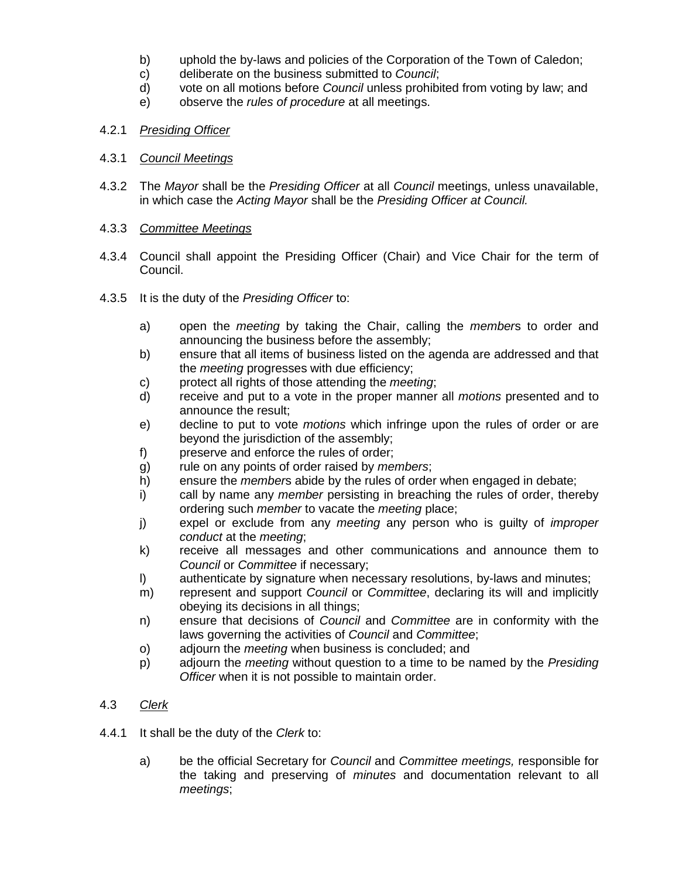b) uphold the by-laws and policies of the Corporation of the Town of Caledon;
c) deliberate on the business submitted to *Council*;
d) vote on all motions before *Council* unless prohibited from voting by law; and
e) observe the *rules of procedure* at all meetings.

4.2.1 *Presiding Officer*

4.3.1 *Council Meetings*

4.3.2 The *Mayor* shall be the *Presiding Officer* at all *Council* meetings, unless unavailable, in which case the *Acting Mayor* shall be the *Presiding Officer at Council.*

4.3.3 *Committee Meetings*

4.3.4 Council shall appoint the Presiding Officer (Chair) and Vice Chair for the term of Council.

4.3.5 It is the duty of the *Presiding Officer* to:

a) open the *meeting* by taking the Chair, calling the *member*s to order and announcing the business before the assembly;
b) ensure that all items of business listed on the agenda are addressed and that the *meeting* progresses with due efficiency;
c) protect all rights of those attending the *meeting*;
d) receive and put to a vote in the proper manner all *motions* presented and to announce the result;
e) decline to put to vote *motions* which infringe upon the rules of order or are beyond the jurisdiction of the assembly;
f) preserve and enforce the rules of order;
g) rule on any points of order raised by *members*;
h) ensure the *member*s abide by the rules of order when engaged in debate;
i) call by name any *member* persisting in breaching the rules of order, thereby ordering such *member* to vacate the *meeting* place;
j) expel or exclude from any *meeting* any person who is guilty of *improper conduct* at the *meeting*;
k) receive all messages and other communications and announce them to *Council* or *Committee* if necessary;
l) authenticate by signature when necessary resolutions, by-laws and minutes;
m) represent and support *Council* or *Committee*, declaring its will and implicitly obeying its decisions in all things;
n) ensure that decisions of *Council* and *Committee* are in conformity with the laws governing the activities of *Council* and *Committee*;
o) adjourn the *meeting* when business is concluded; and
p) adjourn the *meeting* without question to a time to be named by the *Presiding Officer* when it is not possible to maintain order.

4.3 *Clerk*

4.4.1 It shall be the duty of the *Clerk* to:

a) be the official Secretary for *Council* and *Committee meetings,* responsible for the taking and preserving of *minutes* and documentation relevant to all *meetings*;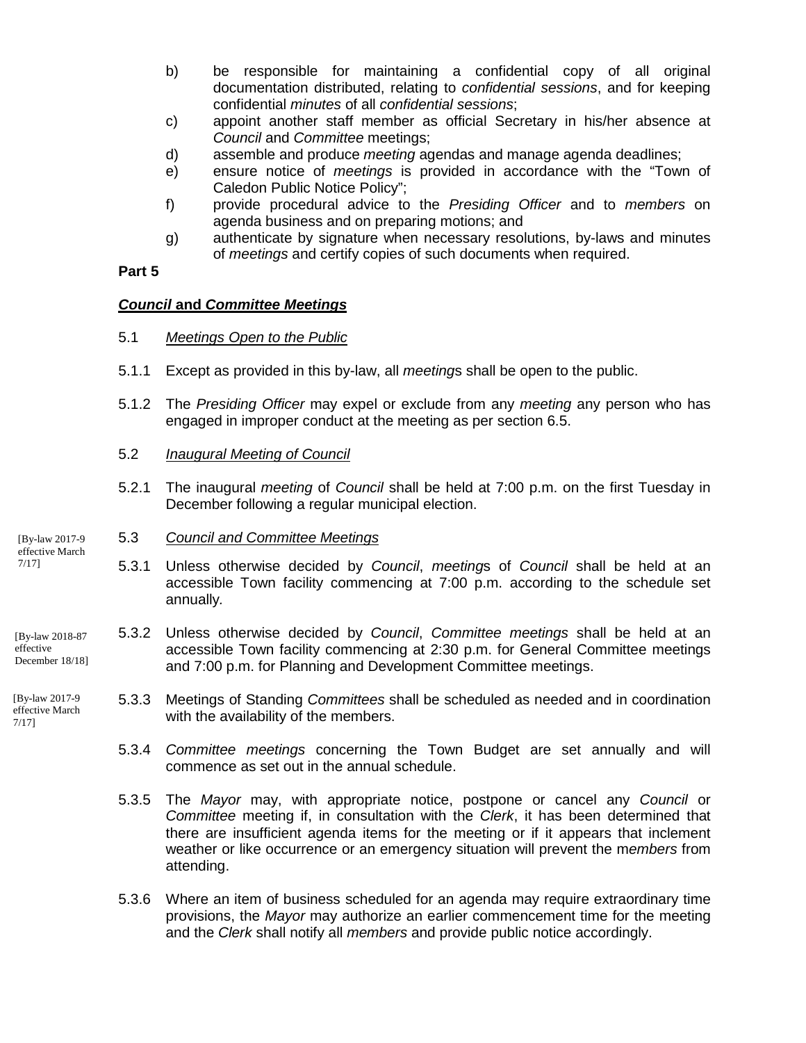b) be responsible for maintaining a confidential copy of all original documentation distributed, relating to *confidential sessions*, and for keeping confidential *minutes* of all *confidential sessions*;

c) appoint another staff member as official Secretary in his/her absence at *Council* and *Committee* meetings;

d) assemble and produce *meeting* agendas and manage agenda deadlines;

e) ensure notice of *meetings* is provided in accordance with the "Town of Caledon Public Notice Policy";

f) provide procedural advice to the *Presiding Officer* and to *members* on agenda business and on preparing motions; and

g) authenticate by signature when necessary resolutions, by-laws and minutes of *meetings* and certify copies of such documents when required.

**Part 5**

## ***Council* and *Committee Meetings***

5.1 *Meetings Open to the Public*

5.1.1 Except as provided in this by-law, all *meeting*s shall be open to the public.

5.1.2 The *Presiding Officer* may expel or exclude from any *meeting* any person who has engaged in improper conduct at the meeting as per section 6.5.

5.2 *Inaugural Meeting of Council*

5.2.1 The inaugural *meeting* of *Council* shall be held at 7:00 p.m. on the first Tuesday in December following a regular municipal election.

[By-law 2017-9 effective March 7/17]

5.3 *Council and Committee Meetings*

5.3.1 Unless otherwise decided by *Council*, *meeting*s of *Council* shall be held at an accessible Town facility commencing at 7:00 p.m. according to the schedule set annually.

[By-law 2018-87 effective December 18/18]

5.3.2 Unless otherwise decided by *Council*, *Committee meetings* shall be held at an accessible Town facility commencing at 2:30 p.m. for General Committee meetings and 7:00 p.m. for Planning and Development Committee meetings.

[By-law 2017-9 effective March 7/17]

5.3.3 Meetings of Standing *Committees* shall be scheduled as needed and in coordination with the availability of the members.

5.3.4 *Committee meetings* concerning the Town Budget are set annually and will commence as set out in the annual schedule.

5.3.5 The *Mayor* may, with appropriate notice, postpone or cancel any *Council* or *Committee* meeting if, in consultation with the *Clerk*, it has been determined that there are insufficient agenda items for the meeting or if it appears that inclement weather or like occurrence or an emergency situation will prevent the m*embers* from attending.

5.3.6 Where an item of business scheduled for an agenda may require extraordinary time provisions, the *Mayor* may authorize an earlier commencement time for the meeting and the *Clerk* shall notify all *members* and provide public notice accordingly.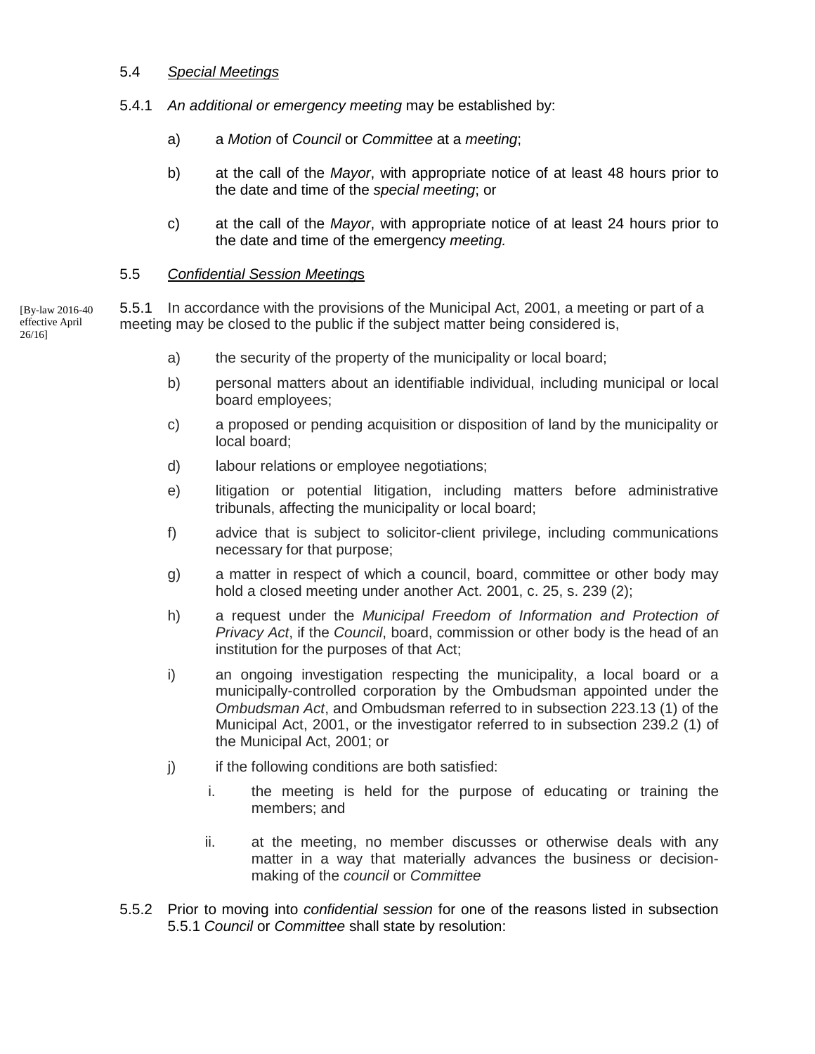5.4 *Special Meetings*

5.4.1 *An additional or emergency meeting* may be established by:

a) a *Motion* of *Council* or *Committee* at a *meeting*;

b) at the call of the *Mayor*, with appropriate notice of at least 48 hours prior to the date and time of the *special meeting*; or

c) at the call of the *Mayor*, with appropriate notice of at least 24 hours prior to the date and time of the emergency *meeting.*

5.5 *Confidential Session Meetings*

[By-law 2016-40 effective April 26/16]

5.5.1 In accordance with the provisions of the Municipal Act, 2001, a meeting or part of a meeting may be closed to the public if the subject matter being considered is,

a) the security of the property of the municipality or local board;

b) personal matters about an identifiable individual, including municipal or local board employees;

c) a proposed or pending acquisition or disposition of land by the municipality or local board;

d) labour relations or employee negotiations;

e) litigation or potential litigation, including matters before administrative tribunals, affecting the municipality or local board;

f) advice that is subject to solicitor-client privilege, including communications necessary for that purpose;

g) a matter in respect of which a council, board, committee or other body may hold a closed meeting under another Act. 2001, c. 25, s. 239 (2);

h) a request under the *Municipal Freedom of Information and Protection of Privacy Act*, if the *Council*, board, commission or other body is the head of an institution for the purposes of that Act;

i) an ongoing investigation respecting the municipality, a local board or a municipally-controlled corporation by the Ombudsman appointed under the *Ombudsman Act*, and Ombudsman referred to in subsection 223.13 (1) of the Municipal Act, 2001, or the investigator referred to in subsection 239.2 (1) of the Municipal Act, 2001; or

j) if the following conditions are both satisfied:

   i. the meeting is held for the purpose of educating or training the members; and

   ii. at the meeting, no member discusses or otherwise deals with any matter in a way that materially advances the business or decision-making of the *council* or *Committee*

5.5.2 Prior to moving into *confidential session* for one of the reasons listed in subsection 5.5.1 *Council* or *Committee* shall state by resolution: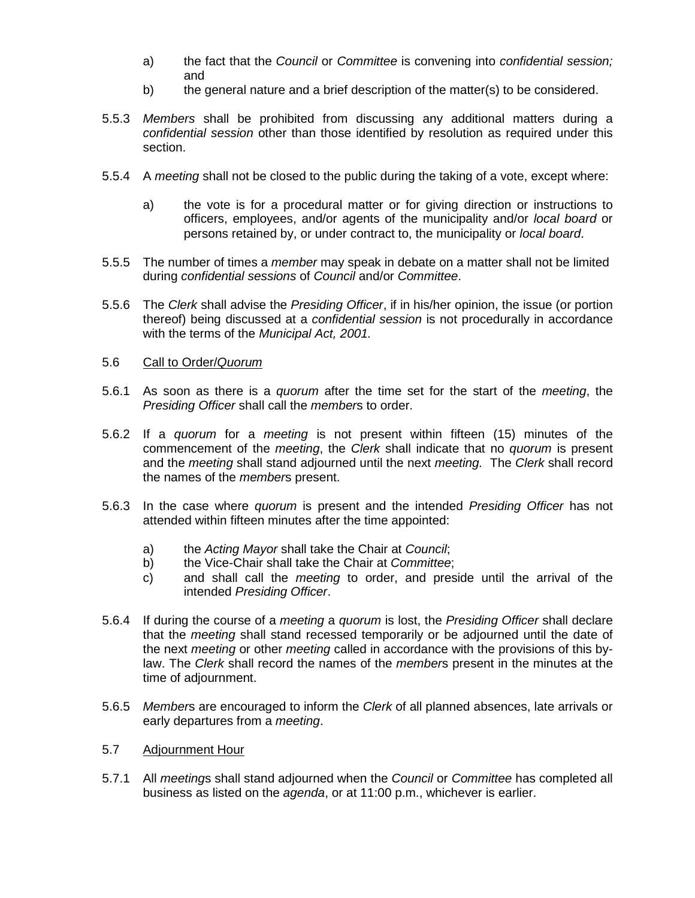a) the fact that the *Council* or *Committee* is convening into *confidential session;* and

b) the general nature and a brief description of the matter(s) to be considered.

5.5.3 *Members* shall be prohibited from discussing any additional matters during a *confidential session* other than those identified by resolution as required under this section.

5.5.4 A *meeting* shall not be closed to the public during the taking of a vote, except where:

a) the vote is for a procedural matter or for giving direction or instructions to officers, employees, and/or agents of the municipality and/or *local board* or persons retained by, or under contract to, the municipality or *local board*.

5.5.5 The number of times a *member* may speak in debate on a matter shall not be limited during *confidential sessions* of *Council* and/or *Committee*.

5.5.6 The *Clerk* shall advise the *Presiding Officer*, if in his/her opinion, the issue (or portion thereof) being discussed at a *confidential session* is not procedurally in accordance with the terms of the *Municipal Act, 2001.*

5.6 <u>Call to Order/*Quorum*</u>

5.6.1 As soon as there is a *quorum* after the time set for the start of the *meeting*, the *Presiding Officer* shall call the *member*s to order.

5.6.2 If a *quorum* for a *meeting* is not present within fifteen (15) minutes of the commencement of the *meeting*, the *Clerk* shall indicate that no *quorum* is present and the *meeting* shall stand adjourned until the next *meeting.* The *Clerk* shall record the names of the *member*s present.

5.6.3 In the case where *quorum* is present and the intended *Presiding Officer* has not attended within fifteen minutes after the time appointed:

a) the *Acting Mayor* shall take the Chair at *Council*;

b) the Vice-Chair shall take the Chair at *Committee*;

c) and shall call the *meeting* to order, and preside until the arrival of the intended *Presiding Officer*.

5.6.4 If during the course of a *meeting* a *quorum* is lost, the *Presiding Officer* shall declare that the *meeting* shall stand recessed temporarily or be adjourned until the date of the next *meeting* or other *meeting* called in accordance with the provisions of this by-law. The *Clerk* shall record the names of the *member*s present in the minutes at the time of adjournment.

5.6.5 *Member*s are encouraged to inform the *Clerk* of all planned absences, late arrivals or early departures from a *meeting*.

5.7 <u>Adjournment Hour</u>

5.7.1 All *meeting*s shall stand adjourned when the *Council* or *Committee* has completed all business as listed on the *agenda*, or at 11:00 p.m., whichever is earlier.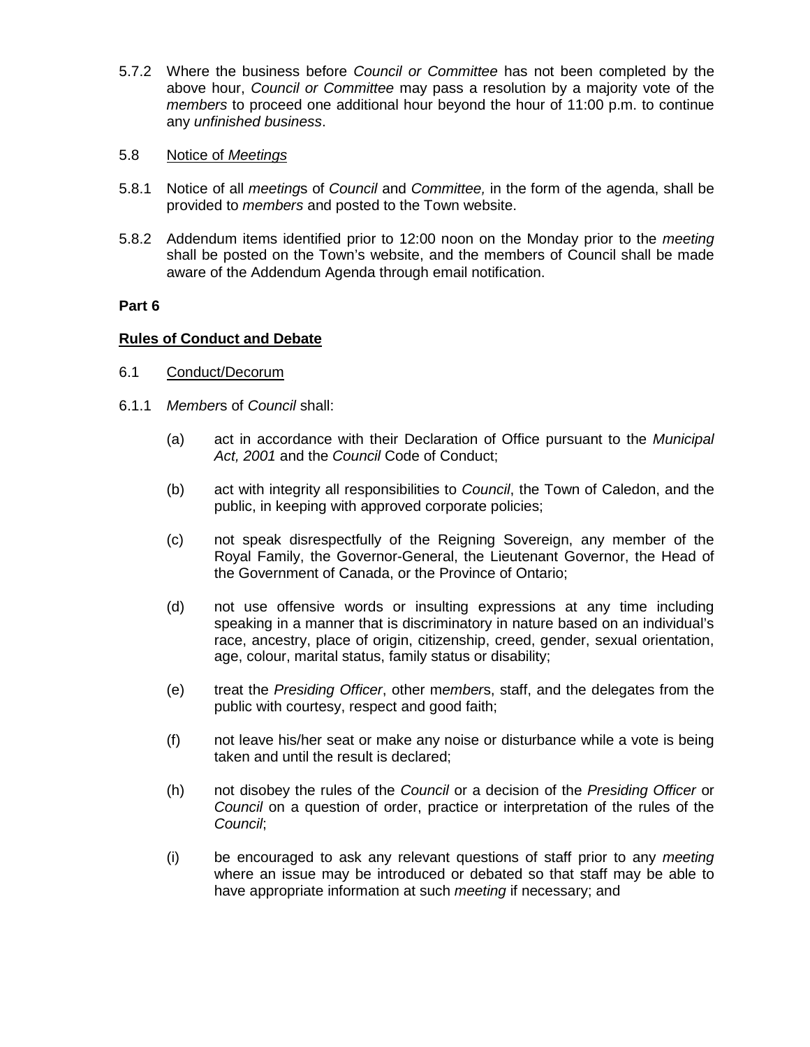5.7.2 Where the business before *Council or Committee* has not been completed by the above hour, *Council or Committee* may pass a resolution by a majority vote of the *members* to proceed one additional hour beyond the hour of 11:00 p.m. to continue any *unfinished business*.

5.8 Notice of *Meetings*

5.8.1 Notice of all *meeting*s of *Council* and *Committee,* in the form of the agenda, shall be provided to *members* and posted to the Town website.

5.8.2 Addendum items identified prior to 12:00 noon on the Monday prior to the *meeting* shall be posted on the Town's website, and the members of Council shall be made aware of the Addendum Agenda through email notification.

**Part 6**

**Rules of Conduct and Debate**

6.1 Conduct/Decorum

6.1.1 *Member*s of *Council* shall:

(a) act in accordance with their Declaration of Office pursuant to the *Municipal Act, 2001* and the *Council* Code of Conduct;

(b) act with integrity all responsibilities to *Council*, the Town of Caledon, and the public, in keeping with approved corporate policies;

(c) not speak disrespectfully of the Reigning Sovereign, any member of the Royal Family, the Governor-General, the Lieutenant Governor, the Head of the Government of Canada, or the Province of Ontario;

(d) not use offensive words or insulting expressions at any time including speaking in a manner that is discriminatory in nature based on an individual's race, ancestry, place of origin, citizenship, creed, gender, sexual orientation, age, colour, marital status, family status or disability;

(e) treat the *Presiding Officer*, other m*ember*s, staff, and the delegates from the public with courtesy, respect and good faith;

(f) not leave his/her seat or make any noise or disturbance while a vote is being taken and until the result is declared;

(h) not disobey the rules of the *Council* or a decision of the *Presiding Officer* or *Council* on a question of order, practice or interpretation of the rules of the *Council*;

(i) be encouraged to ask any relevant questions of staff prior to any *meeting* where an issue may be introduced or debated so that staff may be able to have appropriate information at such *meeting* if necessary; and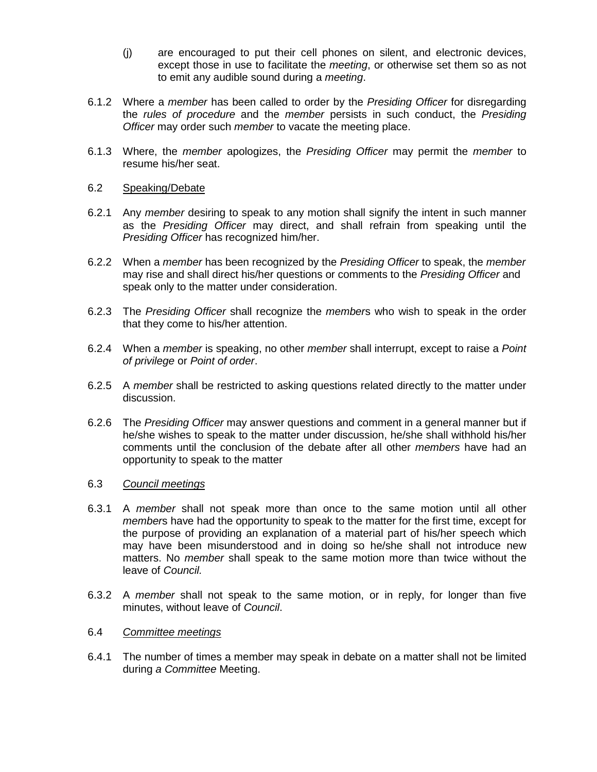(j) are encouraged to put their cell phones on silent, and electronic devices, except those in use to facilitate the *meeting*, or otherwise set them so as not to emit any audible sound during a *meeting*.

6.1.2 Where a *member* has been called to order by the *Presiding Officer* for disregarding the *rules of procedure* and the *member* persists in such conduct, the *Presiding Officer* may order such *member* to vacate the meeting place.

6.1.3 Where, the *member* apologizes, the *Presiding Officer* may permit the *member* to resume his/her seat.

6.2 Speaking/Debate

6.2.1 Any *member* desiring to speak to any motion shall signify the intent in such manner as the *Presiding Officer* may direct, and shall refrain from speaking until the *Presiding Officer* has recognized him/her.

6.2.2 When a *member* has been recognized by the *Presiding Officer* to speak, the *member* may rise and shall direct his/her questions or comments to the *Presiding Officer* and speak only to the matter under consideration.

6.2.3 The *Presiding Officer* shall recognize the *member*s who wish to speak in the order that they come to his/her attention.

6.2.4 When a *member* is speaking, no other *member* shall interrupt, except to raise a *Point of privilege* or *Point of order*.

6.2.5 A *member* shall be restricted to asking questions related directly to the matter under discussion.

6.2.6 The *Presiding Officer* may answer questions and comment in a general manner but if he/she wishes to speak to the matter under discussion, he/she shall withhold his/her comments until the conclusion of the debate after all other *members* have had an opportunity to speak to the matter

6.3 *Council meetings*

6.3.1 A *member* shall not speak more than once to the same motion until all other *member*s have had the opportunity to speak to the matter for the first time, except for the purpose of providing an explanation of a material part of his/her speech which may have been misunderstood and in doing so he/she shall not introduce new matters. No *member* shall speak to the same motion more than twice without the leave of *Council.*

6.3.2 A *member* shall not speak to the same motion, or in reply, for longer than five minutes, without leave of *Council*.

6.4 *Committee meetings*

6.4.1 The number of times a member may speak in debate on a matter shall not be limited during *a Committee* Meeting.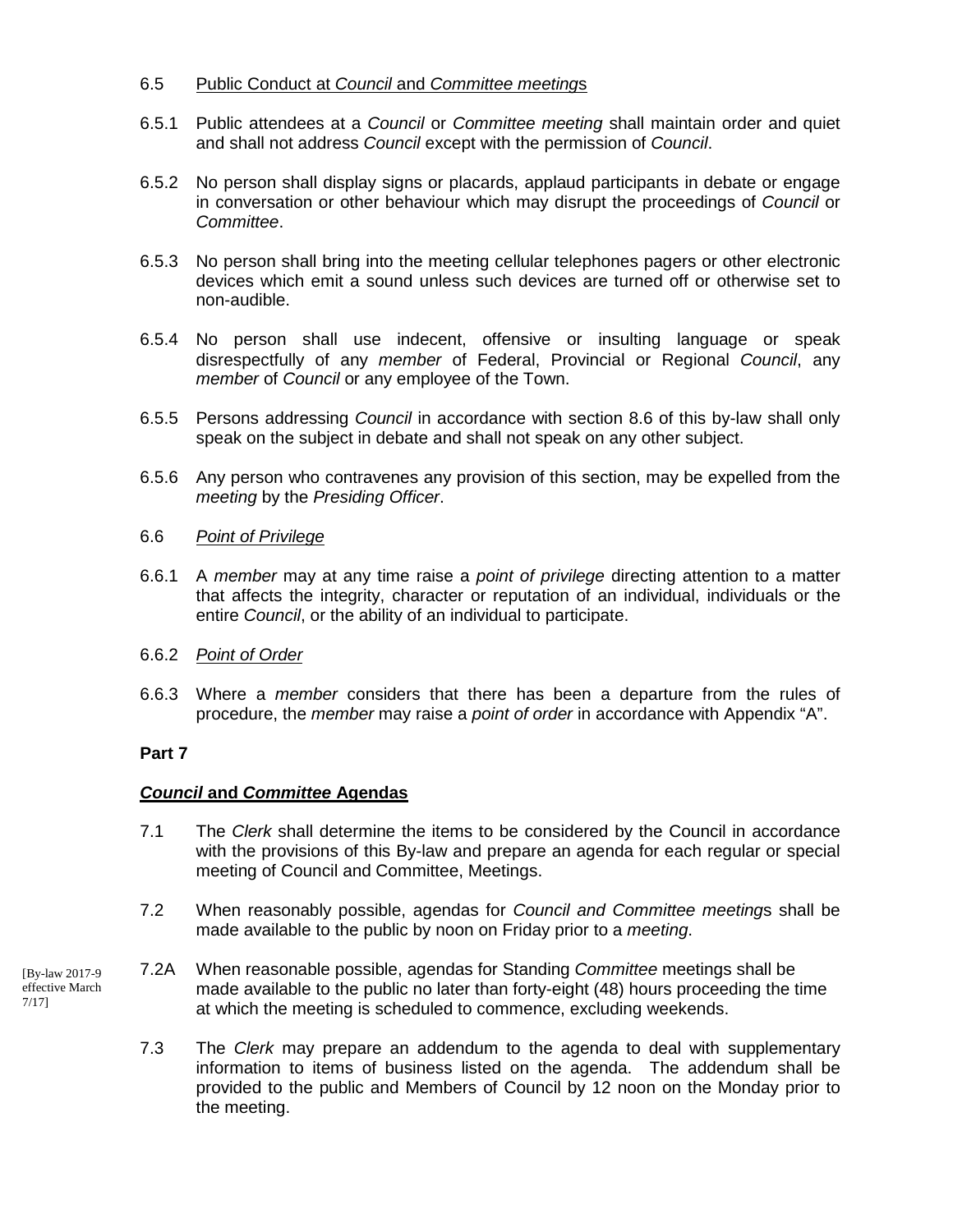6.5 Public Conduct at *Council* and *Committee meeting*s

6.5.1 Public attendees at a *Council* or *Committee meeting* shall maintain order and quiet and shall not address *Council* except with the permission of *Council*.

6.5.2 No person shall display signs or placards, applaud participants in debate or engage in conversation or other behaviour which may disrupt the proceedings of *Council* or *Committee*.

6.5.3 No person shall bring into the meeting cellular telephones pagers or other electronic devices which emit a sound unless such devices are turned off or otherwise set to non-audible.

6.5.4 No person shall use indecent, offensive or insulting language or speak disrespectfully of any *member* of Federal, Provincial or Regional *Council*, any *member* of *Council* or any employee of the Town.

6.5.5 Persons addressing *Council* in accordance with section 8.6 of this by-law shall only speak on the subject in debate and shall not speak on any other subject.

6.5.6 Any person who contravenes any provision of this section, may be expelled from the *meeting* by the *Presiding Officer*.

6.6 *Point of Privilege*

6.6.1 A *member* may at any time raise a *point of privilege* directing attention to a matter that affects the integrity, character or reputation of an individual, individuals or the entire *Council*, or the ability of an individual to participate.

6.6.2 *Point of Order*

6.6.3 Where a *member* considers that there has been a departure from the rules of procedure, the *member* may raise a *point of order* in accordance with Appendix "A".

**Part 7**

***Council* and *Committee* Agendas**

7.1 The *Clerk* shall determine the items to be considered by the Council in accordance with the provisions of this By-law and prepare an agenda for each regular or special meeting of Council and Committee, Meetings.

7.2 When reasonably possible, agendas for *Council and Committee meeting*s shall be made available to the public by noon on Friday prior to a *meeting*.

[By-law 2017-9 effective March 7/17]

7.2A When reasonable possible, agendas for Standing *Committee* meetings shall be made available to the public no later than forty-eight (48) hours proceeding the time at which the meeting is scheduled to commence, excluding weekends.

7.3 The *Clerk* may prepare an addendum to the agenda to deal with supplementary information to items of business listed on the agenda. The addendum shall be provided to the public and Members of Council by 12 noon on the Monday prior to the meeting.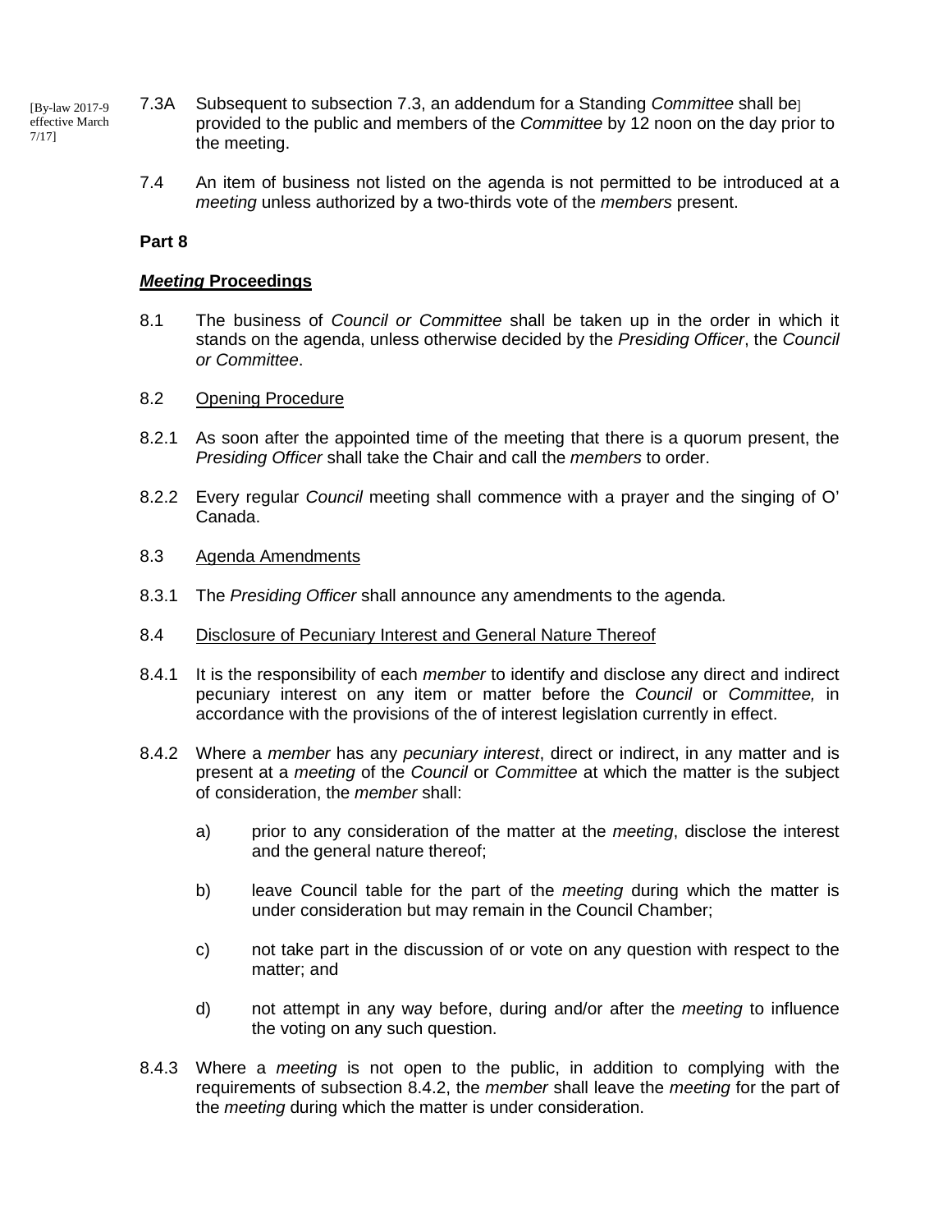[By-law 2017-9 effective March 7/17]

7.3A Subsequent to subsection 7.3, an addendum for a Standing *Committee* shall be] provided to the public and members of the *Committee* by 12 noon on the day prior to the meeting.

7.4 An item of business not listed on the agenda is not permitted to be introduced at a *meeting* unless authorized by a two-thirds vote of the *members* present.

**Part 8**

***Meeting* Proceedings**

8.1 The business of *Council or Committee* shall be taken up in the order in which it stands on the agenda, unless otherwise decided by the *Presiding Officer*, the *Council or Committee*.

8.2 Opening Procedure

8.2.1 As soon after the appointed time of the meeting that there is a quorum present, the *Presiding Officer* shall take the Chair and call the *members* to order.

8.2.2 Every regular *Council* meeting shall commence with a prayer and the singing of O' Canada.

8.3 Agenda Amendments

8.3.1 The *Presiding Officer* shall announce any amendments to the agenda.

8.4 Disclosure of Pecuniary Interest and General Nature Thereof

8.4.1 It is the responsibility of each *member* to identify and disclose any direct and indirect pecuniary interest on any item or matter before the *Council* or *Committee,* in accordance with the provisions of the of interest legislation currently in effect.

8.4.2 Where a *member* has any *pecuniary interest*, direct or indirect, in any matter and is present at a *meeting* of the *Council* or *Committee* at which the matter is the subject of consideration, the *member* shall:

a) prior to any consideration of the matter at the *meeting*, disclose the interest and the general nature thereof;

b) leave Council table for the part of the *meeting* during which the matter is under consideration but may remain in the Council Chamber;

c) not take part in the discussion of or vote on any question with respect to the matter; and

d) not attempt in any way before, during and/or after the *meeting* to influence the voting on any such question.

8.4.3 Where a *meeting* is not open to the public, in addition to complying with the requirements of subsection 8.4.2, the *member* shall leave the *meeting* for the part of the *meeting* during which the matter is under consideration.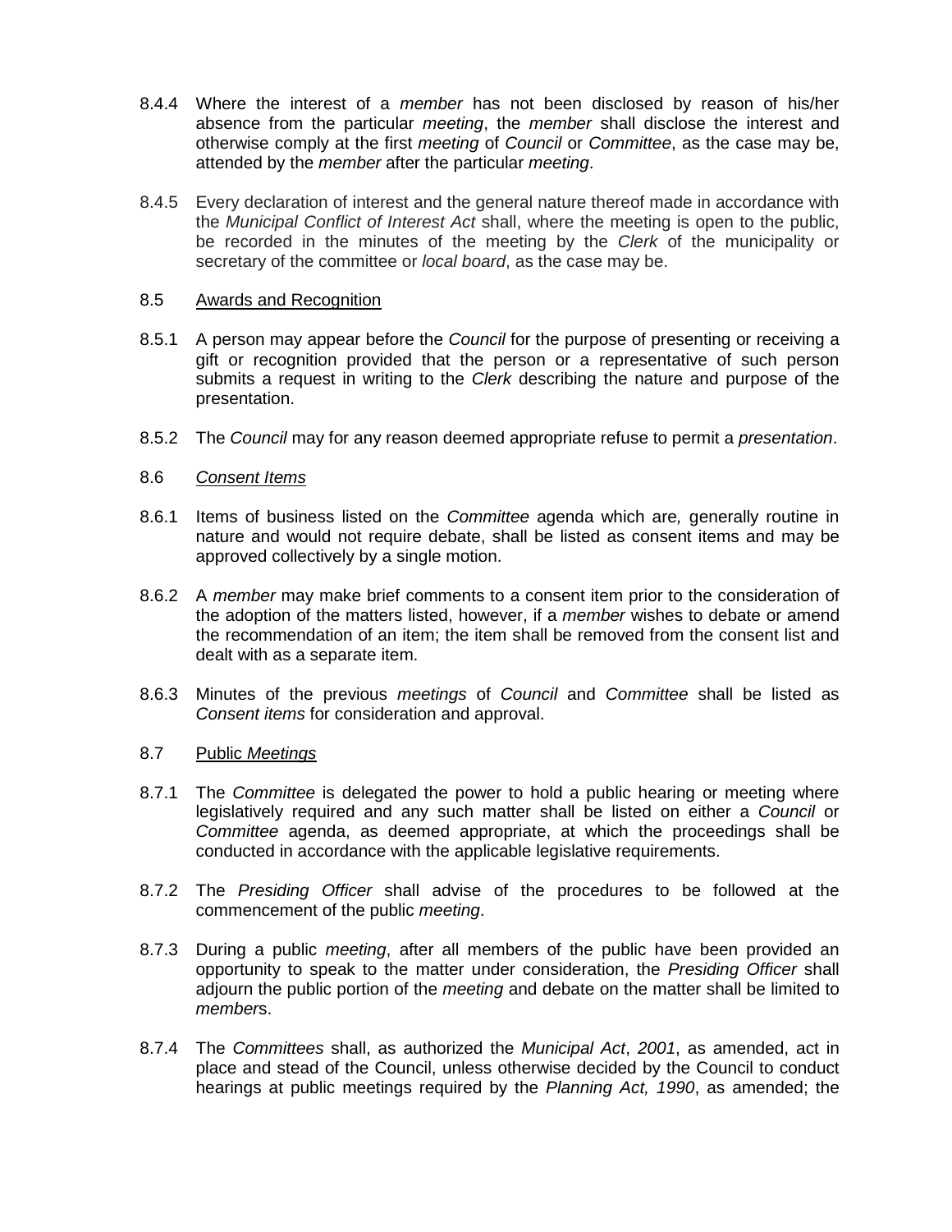8.4.4 Where the interest of a *member* has not been disclosed by reason of his/her absence from the particular *meeting*, the *member* shall disclose the interest and otherwise comply at the first *meeting* of *Council* or *Committee*, as the case may be, attended by the *member* after the particular *meeting*.

8.4.5 Every declaration of interest and the general nature thereof made in accordance with the *Municipal Conflict of Interest Act* shall, where the meeting is open to the public, be recorded in the minutes of the meeting by the *Clerk* of the municipality or secretary of the committee or *local board*, as the case may be.

8.5 Awards and Recognition

8.5.1 A person may appear before the *Council* for the purpose of presenting or receiving a gift or recognition provided that the person or a representative of such person submits a request in writing to the *Clerk* describing the nature and purpose of the presentation.

8.5.2 The *Council* may for any reason deemed appropriate refuse to permit a *presentation*.

8.6 *Consent Items*

8.6.1 Items of business listed on the *Committee* agenda which are*,* generally routine in nature and would not require debate, shall be listed as consent items and may be approved collectively by a single motion.

8.6.2 A *member* may make brief comments to a consent item prior to the consideration of the adoption of the matters listed, however, if a *member* wishes to debate or amend the recommendation of an item; the item shall be removed from the consent list and dealt with as a separate item.

8.6.3 Minutes of the previous *meetings* of *Council* and *Committee* shall be listed as *Consent items* for consideration and approval.

8.7 Public *Meetings*

8.7.1 The *Committee* is delegated the power to hold a public hearing or meeting where legislatively required and any such matter shall be listed on either a *Council* or *Committee* agenda, as deemed appropriate, at which the proceedings shall be conducted in accordance with the applicable legislative requirements.

8.7.2 The *Presiding Officer* shall advise of the procedures to be followed at the commencement of the public *meeting*.

8.7.3 During a public *meeting*, after all members of the public have been provided an opportunity to speak to the matter under consideration, the *Presiding Officer* shall adjourn the public portion of the *meeting* and debate on the matter shall be limited to *member*s.

8.7.4 The *Committees* shall, as authorized the *Municipal Act*, *2001*, as amended, act in place and stead of the Council, unless otherwise decided by the Council to conduct hearings at public meetings required by the *Planning Act, 1990*, as amended; the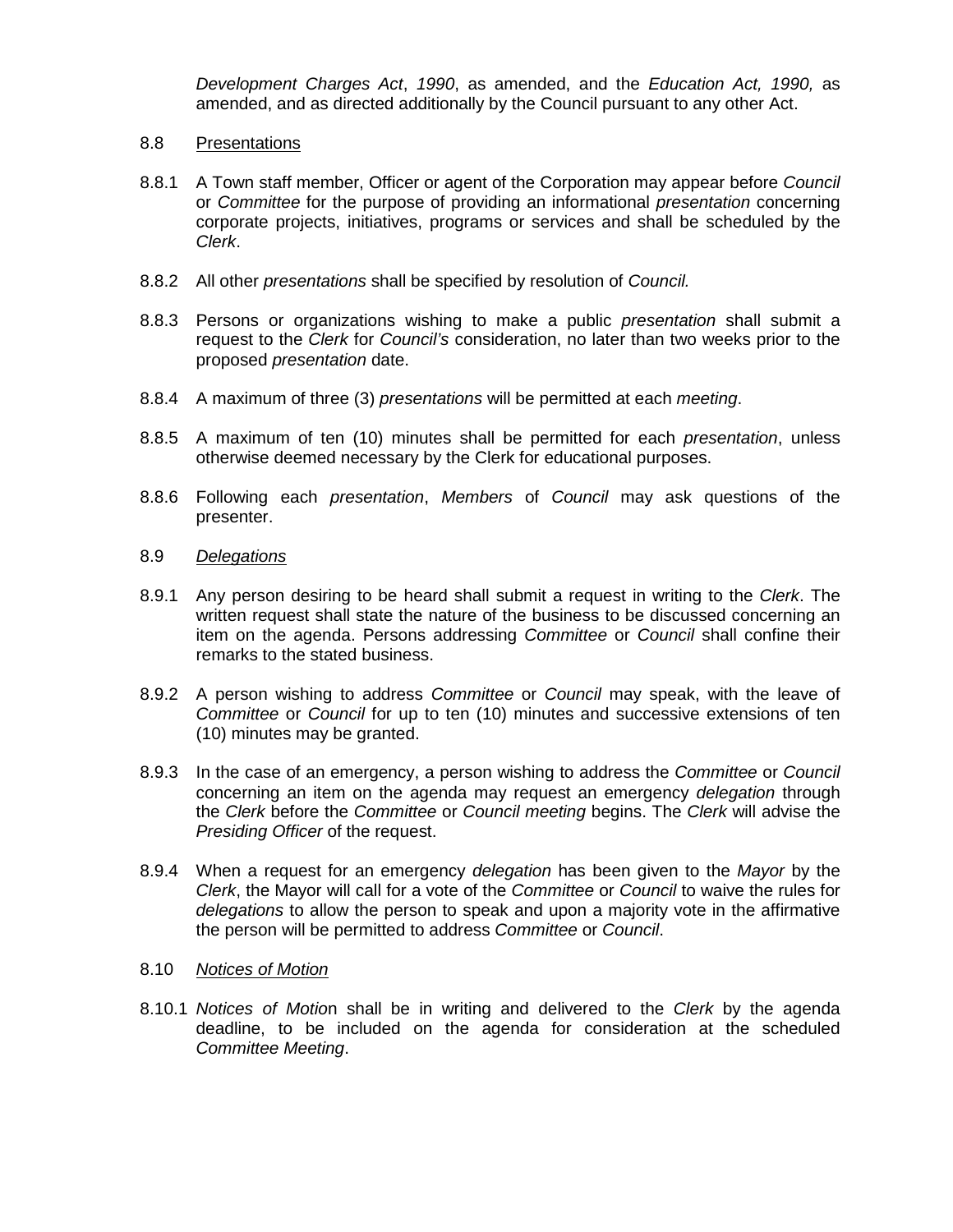*Development Charges Act*, *1990*, as amended, and the *Education Act, 1990,* as amended, and as directed additionally by the Council pursuant to any other Act.

8.8 Presentations

8.8.1 A Town staff member, Officer or agent of the Corporation may appear before *Council* or *Committee* for the purpose of providing an informational *presentation* concerning corporate projects, initiatives, programs or services and shall be scheduled by the *Clerk*.

8.8.2 All other *presentations* shall be specified by resolution of *Council.*

8.8.3 Persons or organizations wishing to make a public *presentation* shall submit a request to the *Clerk* for *Council's* consideration, no later than two weeks prior to the proposed *presentation* date.

8.8.4 A maximum of three (3) *presentations* will be permitted at each *meeting*.

8.8.5 A maximum of ten (10) minutes shall be permitted for each *presentation*, unless otherwise deemed necessary by the Clerk for educational purposes.

8.8.6 Following each *presentation*, *Members* of *Council* may ask questions of the presenter.

8.9 *Delegations*

8.9.1 Any person desiring to be heard shall submit a request in writing to the *Clerk*. The written request shall state the nature of the business to be discussed concerning an item on the agenda. Persons addressing *Committee* or *Council* shall confine their remarks to the stated business.

8.9.2 A person wishing to address *Committee* or *Council* may speak, with the leave of *Committee* or *Council* for up to ten (10) minutes and successive extensions of ten (10) minutes may be granted.

8.9.3 In the case of an emergency, a person wishing to address the *Committee* or *Council* concerning an item on the agenda may request an emergency *delegation* through the *Clerk* before the *Committee* or *Council meeting* begins. The *Clerk* will advise the *Presiding Officer* of the request.

8.9.4 When a request for an emergency *delegation* has been given to the *Mayor* by the *Clerk*, the Mayor will call for a vote of the *Committee* or *Council* to waive the rules for *delegations* to allow the person to speak and upon a majority vote in the affirmative the person will be permitted to address *Committee* or *Council*.

8.10 *Notices of Motion*

8.10.1 *Notices of Motio*n shall be in writing and delivered to the *Clerk* by the agenda deadline, to be included on the agenda for consideration at the scheduled *Committee Meeting*.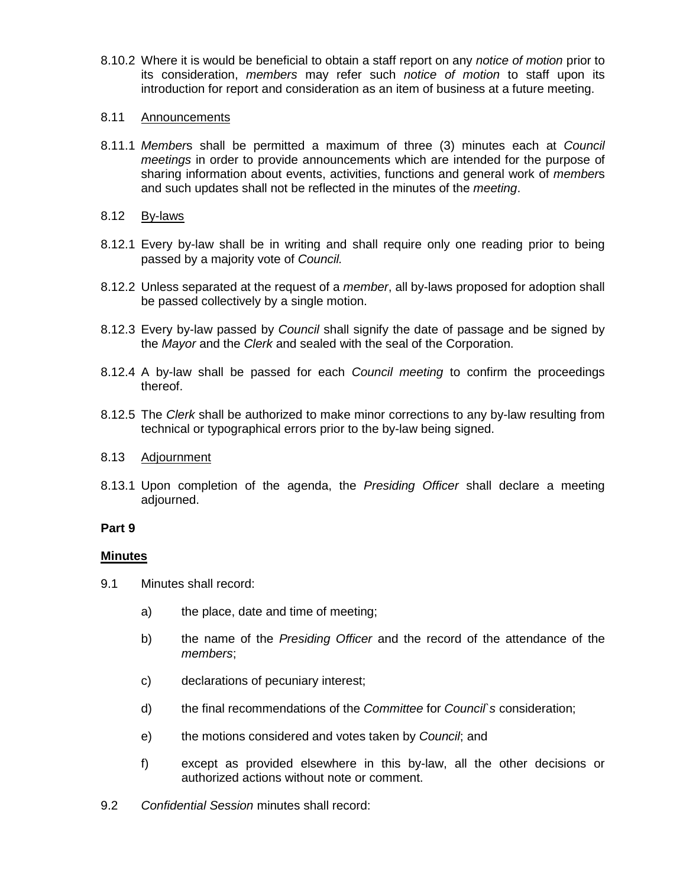8.10.2 Where it is would be beneficial to obtain a staff report on any *notice of motion* prior to its consideration, *members* may refer such *notice of motion* to staff upon its introduction for report and consideration as an item of business at a future meeting.

8.11 Announcements

8.11.1 *Member*s shall be permitted a maximum of three (3) minutes each at *Council meetings* in order to provide announcements which are intended for the purpose of sharing information about events, activities, functions and general work of *member*s and such updates shall not be reflected in the minutes of the *meeting*.

8.12 By-laws

8.12.1 Every by-law shall be in writing and shall require only one reading prior to being passed by a majority vote of *Council.*

8.12.2 Unless separated at the request of a *member*, all by-laws proposed for adoption shall be passed collectively by a single motion.

8.12.3 Every by-law passed by *Council* shall signify the date of passage and be signed by the *Mayor* and the *Clerk* and sealed with the seal of the Corporation.

8.12.4 A by-law shall be passed for each *Council meeting* to confirm the proceedings thereof.

8.12.5 The *Clerk* shall be authorized to make minor corrections to any by-law resulting from technical or typographical errors prior to the by-law being signed.

8.13 Adjournment

8.13.1 Upon completion of the agenda, the *Presiding Officer* shall declare a meeting adjourned.

**Part 9**

**Minutes**

9.1 Minutes shall record:

a) the place, date and time of meeting;

b) the name of the *Presiding Officer* and the record of the attendance of the *members*;

c) declarations of pecuniary interest;

d) the final recommendations of the *Committee* for *Council`s* consideration;

e) the motions considered and votes taken by *Council*; and

f) except as provided elsewhere in this by-law, all the other decisions or authorized actions without note or comment.

9.2 *Confidential Session* minutes shall record: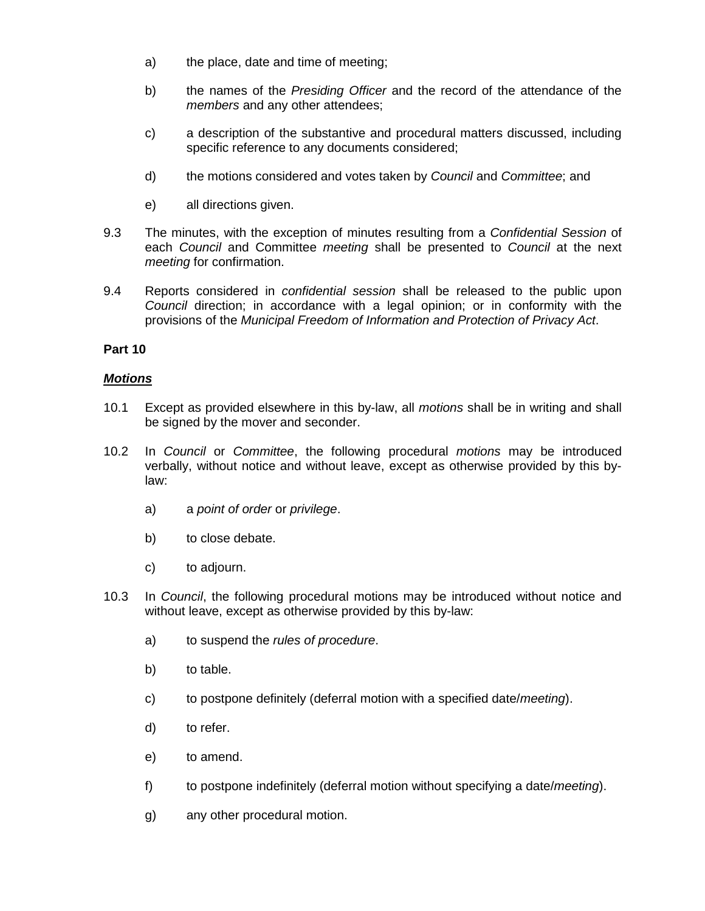a) the place, date and time of meeting;

b) the names of the *Presiding Officer* and the record of the attendance of the *members* and any other attendees;

c) a description of the substantive and procedural matters discussed, including specific reference to any documents considered;

d) the motions considered and votes taken by *Council* and *Committee*; and

e) all directions given.

9.3 The minutes, with the exception of minutes resulting from a *Confidential Session* of each *Council* and Committee *meeting* shall be presented to *Council* at the next *meeting* for confirmation.

9.4 Reports considered in *confidential session* shall be released to the public upon *Council* direction; in accordance with a legal opinion; or in conformity with the provisions of the *Municipal Freedom of Information and Protection of Privacy Act*.

**Part 10**

***Motions***

10.1 Except as provided elsewhere in this by-law, all *motions* shall be in writing and shall be signed by the mover and seconder.

10.2 In *Council* or *Committee*, the following procedural *motions* may be introduced verbally, without notice and without leave, except as otherwise provided by this by-law:

a) a *point of order* or *privilege*.

b) to close debate.

c) to adjourn.

10.3 In *Council*, the following procedural motions may be introduced without notice and without leave, except as otherwise provided by this by-law:

a) to suspend the *rules of procedure*.

b) to table.

c) to postpone definitely (deferral motion with a specified date/*meeting*).

d) to refer.

e) to amend.

f) to postpone indefinitely (deferral motion without specifying a date/*meeting*).

g) any other procedural motion.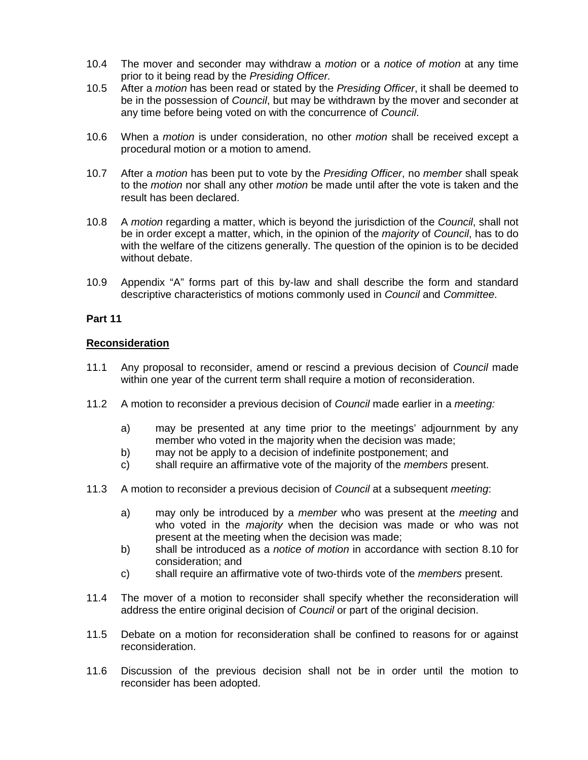10.4 The mover and seconder may withdraw a *motion* or a *notice of motion* at any time prior to it being read by the *Presiding Officer.*

10.5 After a *motion* has been read or stated by the *Presiding Officer*, it shall be deemed to be in the possession of *Council*, but may be withdrawn by the mover and seconder at any time before being voted on with the concurrence of *Council*.

10.6 When a *motion* is under consideration, no other *motion* shall be received except a procedural motion or a motion to amend.

10.7 After a *motion* has been put to vote by the *Presiding Officer*, no *member* shall speak to the *motion* nor shall any other *motion* be made until after the vote is taken and the result has been declared.

10.8 A *motion* regarding a matter, which is beyond the jurisdiction of the *Council*, shall not be in order except a matter, which, in the opinion of the *majority* of *Council*, has to do with the welfare of the citizens generally. The question of the opinion is to be decided without debate.

10.9 Appendix "A" forms part of this by-law and shall describe the form and standard descriptive characteristics of motions commonly used in *Council* and *Committee*.

**Part 11**

**Reconsideration**

11.1 Any proposal to reconsider, amend or rescind a previous decision of *Council* made within one year of the current term shall require a motion of reconsideration.

11.2 A motion to reconsider a previous decision of *Council* made earlier in a *meeting:*

   a) may be presented at any time prior to the meetings' adjournment by any member who voted in the majority when the decision was made;
   b) may not be apply to a decision of indefinite postponement; and
   c) shall require an affirmative vote of the majority of the *members* present.

11.3 A motion to reconsider a previous decision of *Council* at a subsequent *meeting*:

   a) may only be introduced by a *member* who was present at the *meeting* and who voted in the *majority* when the decision was made or who was not present at the meeting when the decision was made;
   b) shall be introduced as a *notice of motion* in accordance with section 8.10 for consideration; and
   c) shall require an affirmative vote of two-thirds vote of the *members* present.

11.4 The mover of a motion to reconsider shall specify whether the reconsideration will address the entire original decision of *Council* or part of the original decision.

11.5 Debate on a motion for reconsideration shall be confined to reasons for or against reconsideration.

11.6 Discussion of the previous decision shall not be in order until the motion to reconsider has been adopted.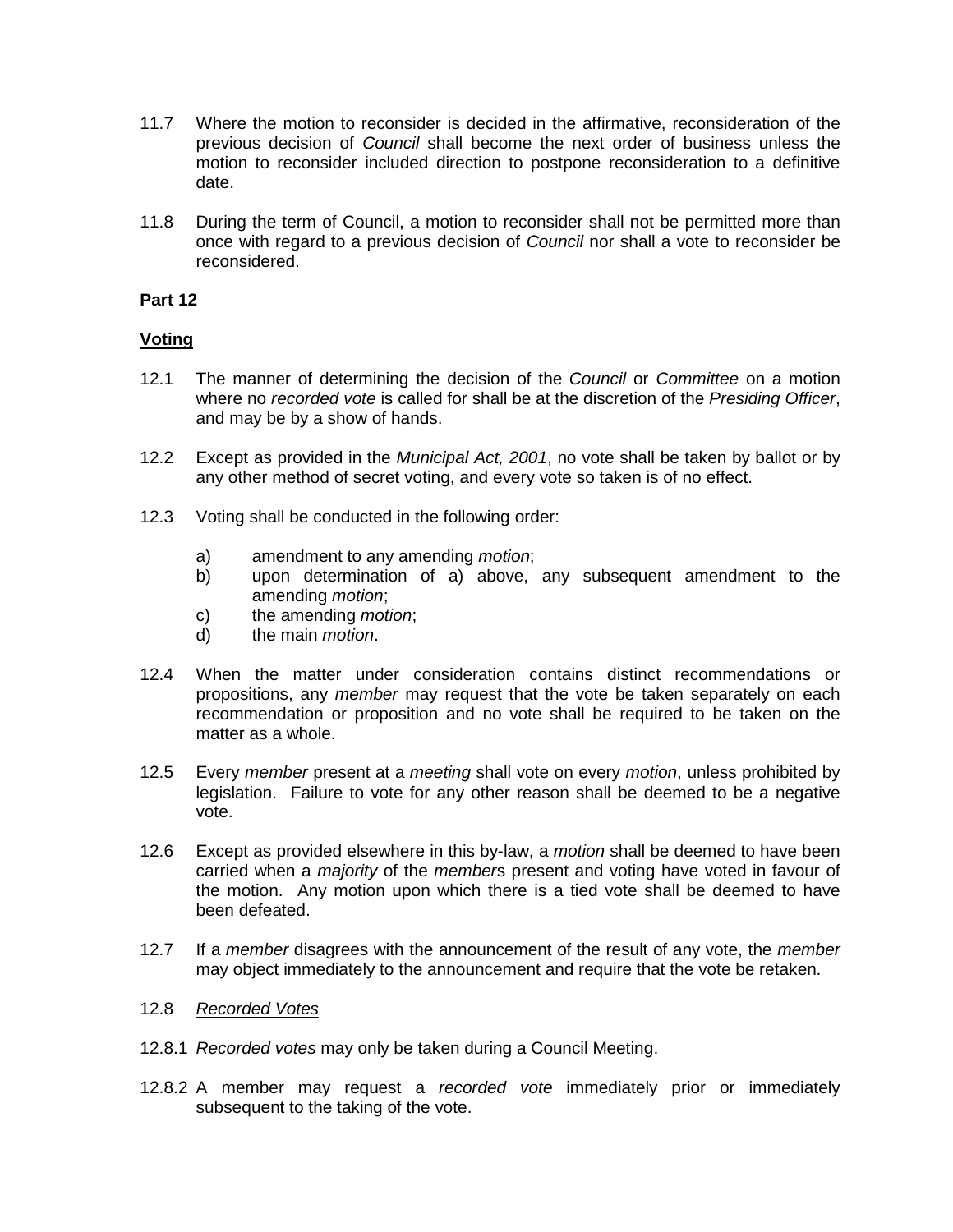11.7 Where the motion to reconsider is decided in the affirmative, reconsideration of the previous decision of *Council* shall become the next order of business unless the motion to reconsider included direction to postpone reconsideration to a definitive date.

11.8 During the term of Council, a motion to reconsider shall not be permitted more than once with regard to a previous decision of *Council* nor shall a vote to reconsider be reconsidered.

**Part 12**

**Voting**

12.1 The manner of determining the decision of the *Council* or *Committee* on a motion where no *recorded vote* is called for shall be at the discretion of the *Presiding Officer*, and may be by a show of hands.

12.2 Except as provided in the *Municipal Act, 2001*, no vote shall be taken by ballot or by any other method of secret voting, and every vote so taken is of no effect.

12.3 Voting shall be conducted in the following order:

- a) amendment to any amending *motion*;
- b) upon determination of a) above, any subsequent amendment to the amending *motion*;
- c) the amending *motion*;
- d) the main *motion*.

12.4 When the matter under consideration contains distinct recommendations or propositions, any *member* may request that the vote be taken separately on each recommendation or proposition and no vote shall be required to be taken on the matter as a whole.

12.5 Every *member* present at a *meeting* shall vote on every *motion*, unless prohibited by legislation. Failure to vote for any other reason shall be deemed to be a negative vote.

12.6 Except as provided elsewhere in this by-law, a *motion* shall be deemed to have been carried when a *majority* of the *member*s present and voting have voted in favour of the motion. Any motion upon which there is a tied vote shall be deemed to have been defeated.

12.7 If a *member* disagrees with the announcement of the result of any vote, the *member* may object immediately to the announcement and require that the vote be retaken.

12.8 *Recorded Votes*

12.8.1 *Recorded votes* may only be taken during a Council Meeting.

12.8.2 A member may request a *recorded vote* immediately prior or immediately subsequent to the taking of the vote.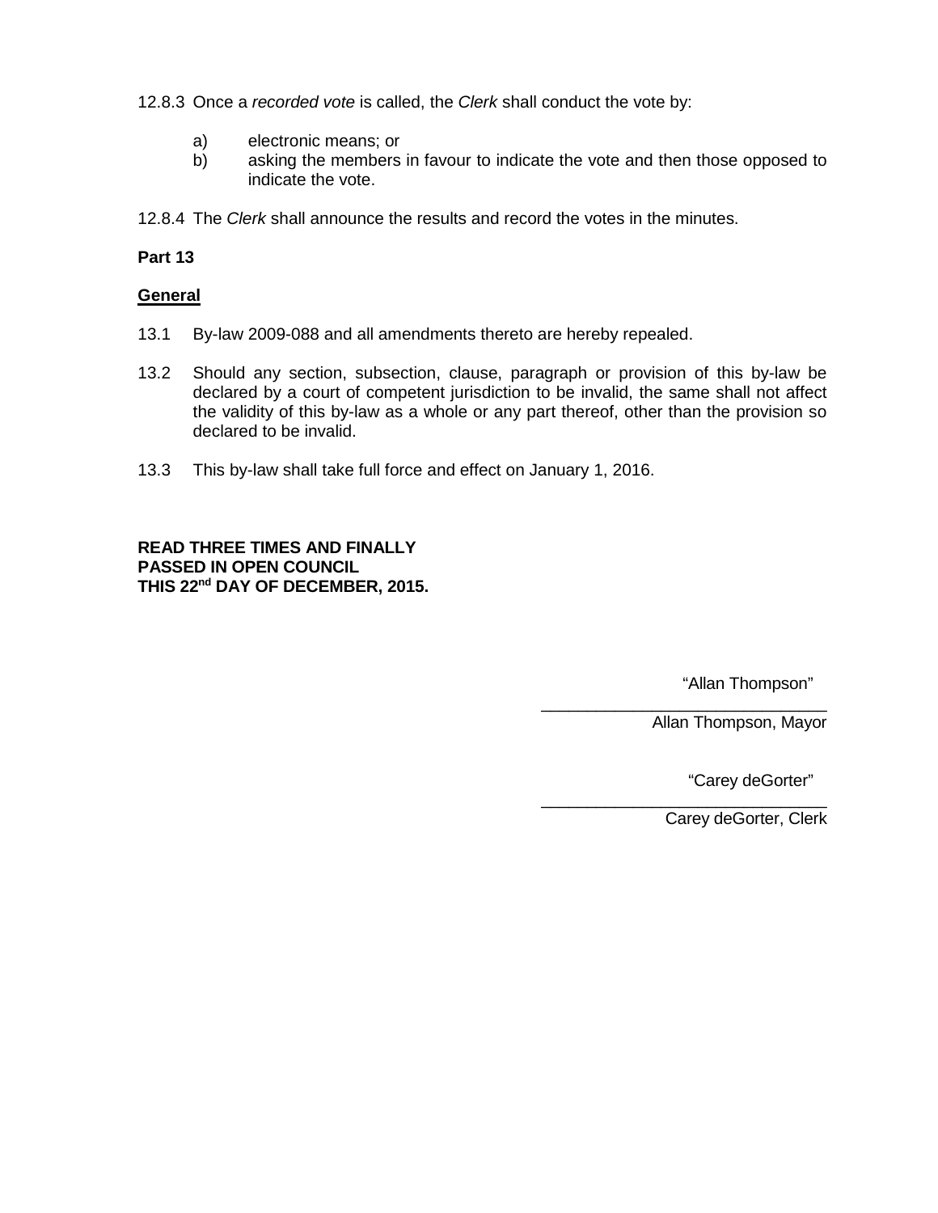12.8.3 Once a *recorded vote* is called, the *Clerk* shall conduct the vote by:

a) electronic means; or
b) asking the members in favour to indicate the vote and then those opposed to indicate the vote.

12.8.4 The *Clerk* shall announce the results and record the votes in the minutes.

**Part 13**

**General**

13.1 By-law 2009-088 and all amendments thereto are hereby repealed.

13.2 Should any section, subsection, clause, paragraph or provision of this by-law be declared by a court of competent jurisdiction to be invalid, the same shall not affect the validity of this by-law as a whole or any part thereof, other than the provision so declared to be invalid.

13.3 This by-law shall take full force and effect on January 1, 2016.

**READ THREE TIMES AND FINALLY PASSED IN OPEN COUNCIL THIS 22nd DAY OF DECEMBER, 2015.**

"Allan Thompson"
\_\_\_\_\_\_\_\_\_\_\_\_\_\_\_\_\_\_\_\_\_\_\_\_\_\_\_\_\_\_
Allan Thompson, Mayor

"Carey deGorter"
\_\_\_\_\_\_\_\_\_\_\_\_\_\_\_\_\_\_\_\_\_\_\_\_\_\_\_\_\_\_
Carey deGorter, Clerk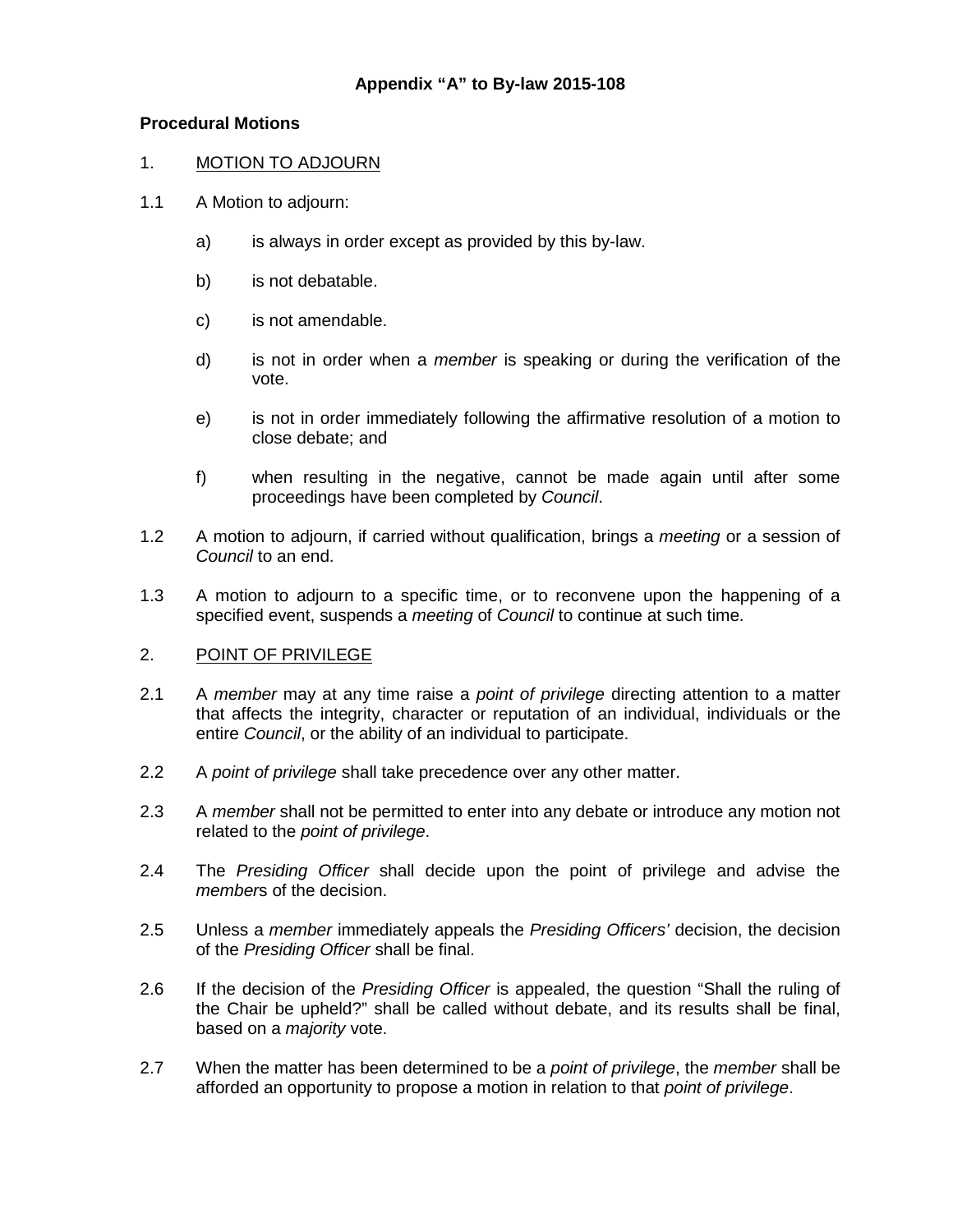**Appendix "A" to By-law 2015-108**

**Procedural Motions**

1. MOTION TO ADJOURN

1.1 A Motion to adjourn:

   a) is always in order except as provided by this by-law.

   b) is not debatable.

   c) is not amendable.

   d) is not in order when a *member* is speaking or during the verification of the vote.

   e) is not in order immediately following the affirmative resolution of a motion to close debate; and

   f) when resulting in the negative, cannot be made again until after some proceedings have been completed by *Council*.

1.2 A motion to adjourn, if carried without qualification, brings a *meeting* or a session of *Council* to an end.

1.3 A motion to adjourn to a specific time, or to reconvene upon the happening of a specified event, suspends a *meeting* of *Council* to continue at such time.

2. POINT OF PRIVILEGE

2.1 A *member* may at any time raise a *point of privilege* directing attention to a matter that affects the integrity, character or reputation of an individual, individuals or the entire *Council*, or the ability of an individual to participate.

2.2 A *point of privilege* shall take precedence over any other matter.

2.3 A *member* shall not be permitted to enter into any debate or introduce any motion not related to the *point of privilege*.

2.4 The *Presiding Officer* shall decide upon the point of privilege and advise the *member*s of the decision.

2.5 Unless a *member* immediately appeals the *Presiding Officers'* decision, the decision of the *Presiding Officer* shall be final.

2.6 If the decision of the *Presiding Officer* is appealed, the question "Shall the ruling of the Chair be upheld?" shall be called without debate, and its results shall be final, based on a *majority* vote.

2.7 When the matter has been determined to be a *point of privilege*, the *member* shall be afforded an opportunity to propose a motion in relation to that *point of privilege*.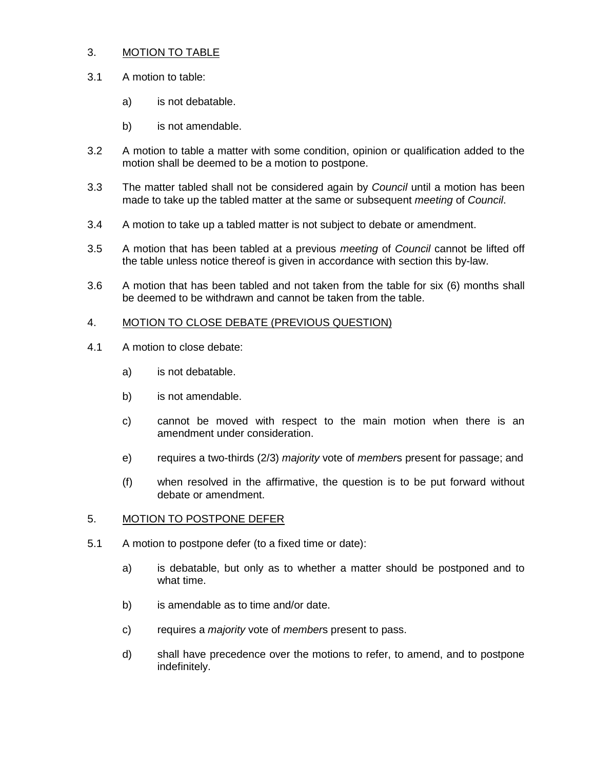3. <u>MOTION TO TABLE</u>

3.1 A motion to table:

a) is not debatable.

b) is not amendable.

3.2 A motion to table a matter with some condition, opinion or qualification added to the motion shall be deemed to be a motion to postpone.

3.3 The matter tabled shall not be considered again by *Council* until a motion has been made to take up the tabled matter at the same or subsequent *meeting* of *Council*.

3.4 A motion to take up a tabled matter is not subject to debate or amendment.

3.5 A motion that has been tabled at a previous *meeting* of *Council* cannot be lifted off the table unless notice thereof is given in accordance with section this by-law.

3.6 A motion that has been tabled and not taken from the table for six (6) months shall be deemed to be withdrawn and cannot be taken from the table.

4. <u>MOTION TO CLOSE DEBATE (PREVIOUS QUESTION)</u>

4.1 A motion to close debate:

a) is not debatable.

b) is not amendable.

c) cannot be moved with respect to the main motion when there is an amendment under consideration.

e) requires a two-thirds (2/3) *majority* vote of *member*s present for passage; and

(f) when resolved in the affirmative, the question is to be put forward without debate or amendment.

5. <u>MOTION TO POSTPONE DEFER</u>

5.1 A motion to postpone defer (to a fixed time or date):

a) is debatable, but only as to whether a matter should be postponed and to what time.

b) is amendable as to time and/or date.

c) requires a *majority* vote of *member*s present to pass.

d) shall have precedence over the motions to refer, to amend, and to postpone indefinitely.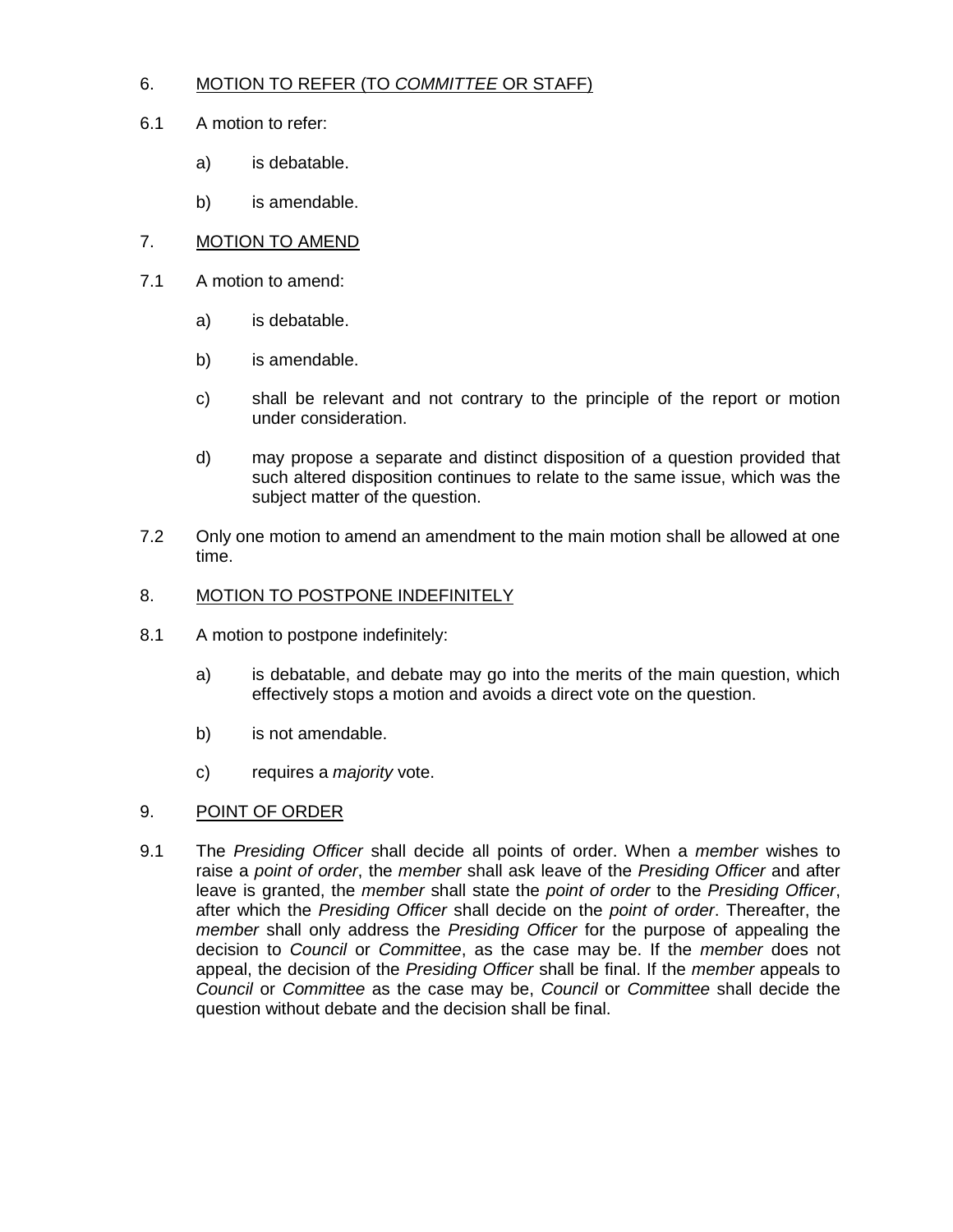## 6. MOTION TO REFER (TO *COMMITTEE* OR STAFF)

6.1 A motion to refer:

a) is debatable.

b) is amendable.

## 7. MOTION TO AMEND

7.1 A motion to amend:

a) is debatable.

b) is amendable.

c) shall be relevant and not contrary to the principle of the report or motion under consideration.

d) may propose a separate and distinct disposition of a question provided that such altered disposition continues to relate to the same issue, which was the subject matter of the question.

7.2 Only one motion to amend an amendment to the main motion shall be allowed at one time.

## 8. MOTION TO POSTPONE INDEFINITELY

8.1 A motion to postpone indefinitely:

a) is debatable, and debate may go into the merits of the main question, which effectively stops a motion and avoids a direct vote on the question.

b) is not amendable.

c) requires a *majority* vote.

## 9. POINT OF ORDER

9.1 The *Presiding Officer* shall decide all points of order. When a *member* wishes to raise a *point of order*, the *member* shall ask leave of the *Presiding Officer* and after leave is granted, the *member* shall state the *point of order* to the *Presiding Officer*, after which the *Presiding Officer* shall decide on the *point of order*. Thereafter, the *member* shall only address the *Presiding Officer* for the purpose of appealing the decision to *Council* or *Committee*, as the case may be. If the *member* does not appeal, the decision of the *Presiding Officer* shall be final. If the *member* appeals to *Council* or *Committee* as the case may be, *Council* or *Committee* shall decide the question without debate and the decision shall be final.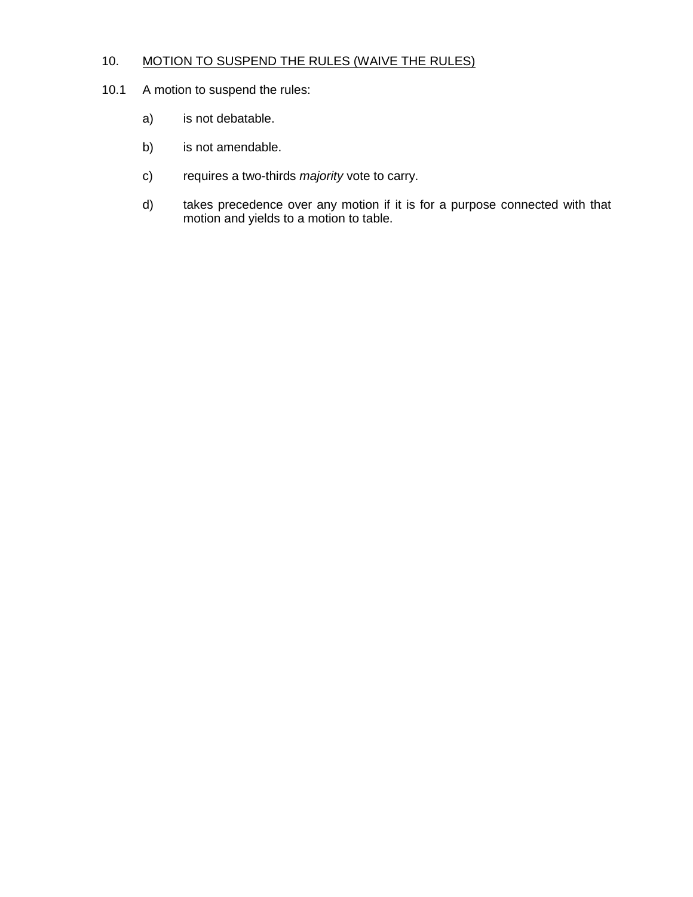## 10. <u>MOTION TO SUSPEND THE RULES (WAIVE THE RULES)</u>

10.1 A motion to suspend the rules:

- a) is not debatable.
- b) is not amendable.
- c) requires a two-thirds *majority* vote to carry.
- d) takes precedence over any motion if it is for a purpose connected with that motion and yields to a motion to table.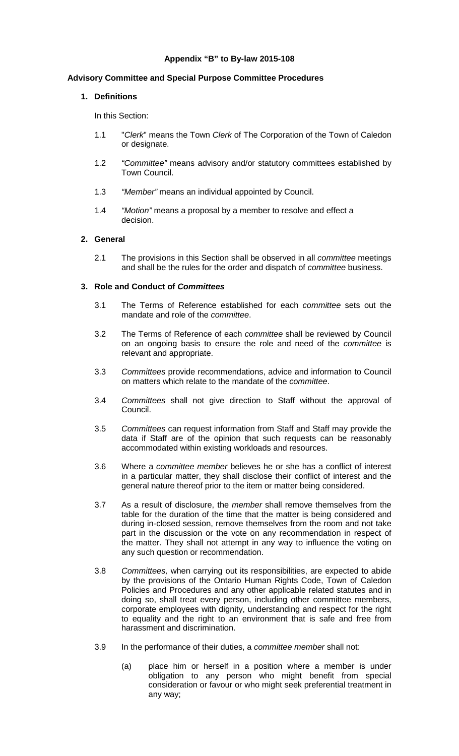**Appendix "B" to By-law 2015-108**

**Advisory Committee and Special Purpose Committee Procedures**

**1. Definitions**

In this Section:

1.1 "*Clerk*" means the Town *Clerk* of The Corporation of the Town of Caledon or designate.

1.2 *"Committee"* means advisory and/or statutory committees established by Town Council.

1.3 *"Member"* means an individual appointed by Council.

1.4 *"Motion"* means a proposal by a member to resolve and effect a decision.

**2. General**

2.1 The provisions in this Section shall be observed in all *committee* meetings and shall be the rules for the order and dispatch of *committee* business.

**3. Role and Conduct of *Committees***

3.1 The Terms of Reference established for each *committee* sets out the mandate and role of the *committee*.

3.2 The Terms of Reference of each *committee* shall be reviewed by Council on an ongoing basis to ensure the role and need of the *committee* is relevant and appropriate.

3.3 *Committees* provide recommendations, advice and information to Council on matters which relate to the mandate of the *committee*.

3.4 *Committees* shall not give direction to Staff without the approval of Council.

3.5 *Committees* can request information from Staff and Staff may provide the data if Staff are of the opinion that such requests can be reasonably accommodated within existing workloads and resources.

3.6 Where a *committee member* believes he or she has a conflict of interest in a particular matter, they shall disclose their conflict of interest and the general nature thereof prior to the item or matter being considered.

3.7 As a result of disclosure, the *member* shall remove themselves from the table for the duration of the time that the matter is being considered and during in-closed session, remove themselves from the room and not take part in the discussion or the vote on any recommendation in respect of the matter. They shall not attempt in any way to influence the voting on any such question or recommendation.

3.8 *Committees,* when carrying out its responsibilities, are expected to abide by the provisions of the Ontario Human Rights Code, Town of Caledon Policies and Procedures and any other applicable related statutes and in doing so, shall treat every person, including other committee members, corporate employees with dignity, understanding and respect for the right to equality and the right to an environment that is safe and free from harassment and discrimination.

3.9 In the performance of their duties, a *committee member* shall not:

(a) place him or herself in a position where a member is under obligation to any person who might benefit from special consideration or favour or who might seek preferential treatment in any way;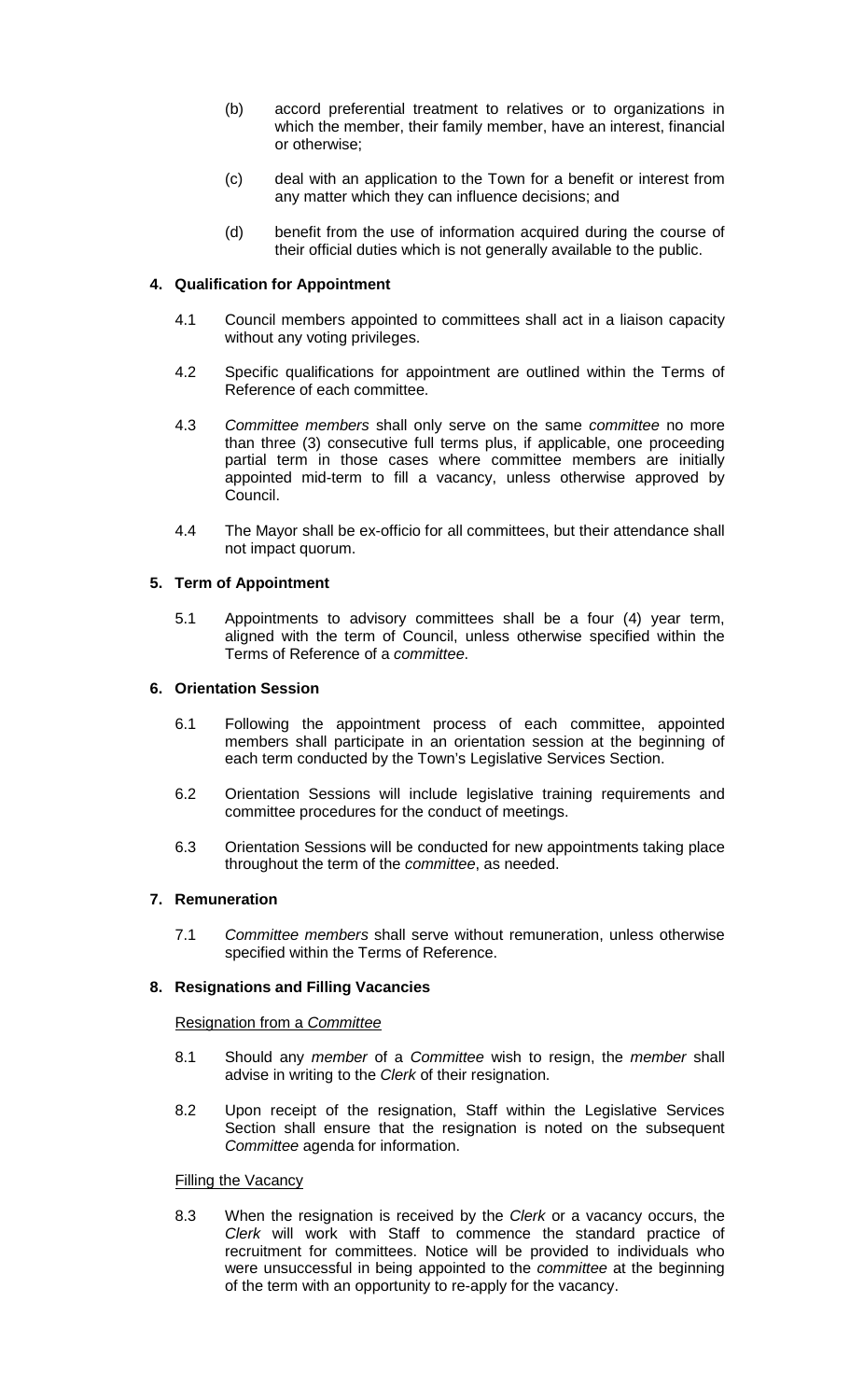(b) accord preferential treatment to relatives or to organizations in which the member, their family member, have an interest, financial or otherwise;

(c) deal with an application to the Town for a benefit or interest from any matter which they can influence decisions; and

(d) benefit from the use of information acquired during the course of their official duties which is not generally available to the public.

### 4. Qualification for Appointment

4.1 Council members appointed to committees shall act in a liaison capacity without any voting privileges.

4.2 Specific qualifications for appointment are outlined within the Terms of Reference of each committee.

4.3 *Committee members* shall only serve on the same *committee* no more than three (3) consecutive full terms plus, if applicable, one proceeding partial term in those cases where committee members are initially appointed mid-term to fill a vacancy, unless otherwise approved by Council.

4.4 The Mayor shall be ex-officio for all committees, but their attendance shall not impact quorum.

### 5. Term of Appointment

5.1 Appointments to advisory committees shall be a four (4) year term, aligned with the term of Council, unless otherwise specified within the Terms of Reference of a *committee*.

### 6. Orientation Session

6.1 Following the appointment process of each committee, appointed members shall participate in an orientation session at the beginning of each term conducted by the Town's Legislative Services Section.

6.2 Orientation Sessions will include legislative training requirements and committee procedures for the conduct of meetings.

6.3 Orientation Sessions will be conducted for new appointments taking place throughout the term of the *committee*, as needed.

### 7. Remuneration

7.1 *Committee members* shall serve without remuneration, unless otherwise specified within the Terms of Reference.

### 8. Resignations and Filling Vacancies

Resignation from a *Committee*

8.1 Should any *member* of a *Committee* wish to resign, the *member* shall advise in writing to the *Clerk* of their resignation.

8.2 Upon receipt of the resignation, Staff within the Legislative Services Section shall ensure that the resignation is noted on the subsequent *Committee* agenda for information.

Filling the Vacancy

8.3 When the resignation is received by the *Clerk* or a vacancy occurs, the *Clerk* will work with Staff to commence the standard practice of recruitment for committees. Notice will be provided to individuals who were unsuccessful in being appointed to the *committee* at the beginning of the term with an opportunity to re-apply for the vacancy.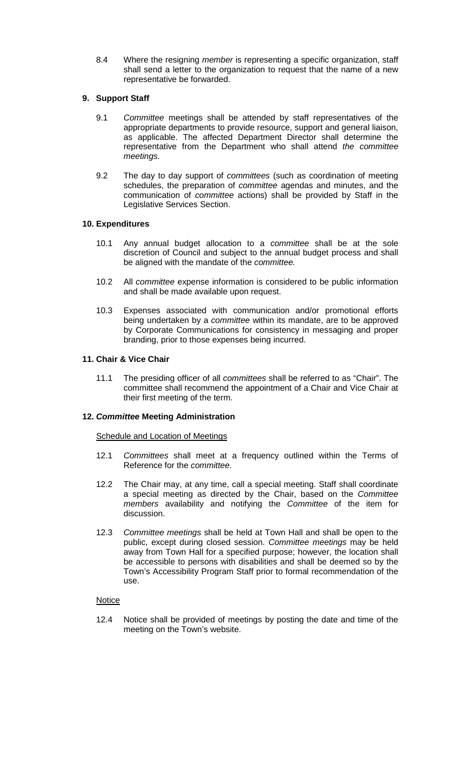8.4 Where the resigning *member* is representing a specific organization, staff shall send a letter to the organization to request that the name of a new representative be forwarded.

## 9. Support Staff

9.1 *Committee* meetings shall be attended by staff representatives of the appropriate departments to provide resource, support and general liaison, as applicable. The affected Department Director shall determine the representative from the Department who shall attend *the committee meetings*.

9.2 The day to day support of *committees* (such as coordination of meeting schedules, the preparation of *committee* agendas and minutes, and the communication of *committee* actions) shall be provided by Staff in the Legislative Services Section.

## 10. Expenditures

10.1 Any annual budget allocation to a *committee* shall be at the sole discretion of Council and subject to the annual budget process and shall be aligned with the mandate of the *committee.*

10.2 All *committee* expense information is considered to be public information and shall be made available upon request.

10.3 Expenses associated with communication and/or promotional efforts being undertaken by a *committee* within its mandate, are to be approved by Corporate Communications for consistency in messaging and proper branding, prior to those expenses being incurred.

## 11. Chair & Vice Chair

11.1 The presiding officer of all *committees* shall be referred to as "Chair". The committee shall recommend the appointment of a Chair and Vice Chair at their first meeting of the term.

## 12. ***Committee*** Meeting Administration

<u>Schedule and Location of Meetings</u>

12.1 *Committees* shall meet at a frequency outlined within the Terms of Reference for the *committee*.

12.2 The Chair may, at any time, call a special meeting. Staff shall coordinate a special meeting as directed by the Chair, based on the *Committee members* availability and notifying the *Committee* of the item for discussion.

12.3 *Committee meetings* shall be held at Town Hall and shall be open to the public, except during closed session. *Committee meetings* may be held away from Town Hall for a specified purpose; however, the location shall be accessible to persons with disabilities and shall be deemed so by the Town's Accessibility Program Staff prior to formal recommendation of the use.

<u>Notice</u>

12.4 Notice shall be provided of meetings by posting the date and time of the meeting on the Town's website.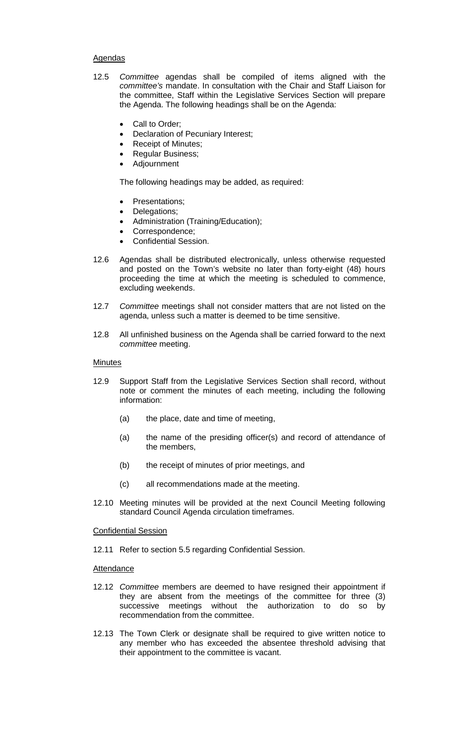Agendas

12.5 *Committee* agendas shall be compiled of items aligned with the *committee's* mandate. In consultation with the Chair and Staff Liaison for the committee, Staff within the Legislative Services Section will prepare the Agenda. The following headings shall be on the Agenda:

- Call to Order;
- Declaration of Pecuniary Interest;
- Receipt of Minutes;
- Regular Business;
- Adjournment

The following headings may be added, as required:

- Presentations;
- Delegations;
- Administration (Training/Education);
- Correspondence;
- Confidential Session.

12.6 Agendas shall be distributed electronically, unless otherwise requested and posted on the Town's website no later than forty-eight (48) hours proceeding the time at which the meeting is scheduled to commence, excluding weekends.

12.7 *Committee* meetings shall not consider matters that are not listed on the agenda, unless such a matter is deemed to be time sensitive.

12.8 All unfinished business on the Agenda shall be carried forward to the next *committee* meeting.

Minutes

12.9 Support Staff from the Legislative Services Section shall record, without note or comment the minutes of each meeting, including the following information:

(a) the place, date and time of meeting,

(a) the name of the presiding officer(s) and record of attendance of the members,

(b) the receipt of minutes of prior meetings, and

(c) all recommendations made at the meeting.

12.10 Meeting minutes will be provided at the next Council Meeting following standard Council Agenda circulation timeframes.

Confidential Session

12.11 Refer to section 5.5 regarding Confidential Session.

Attendance

12.12 *Committee* members are deemed to have resigned their appointment if they are absent from the meetings of the committee for three (3) successive meetings without the authorization to do so by recommendation from the committee.

12.13 The Town Clerk or designate shall be required to give written notice to any member who has exceeded the absentee threshold advising that their appointment to the committee is vacant.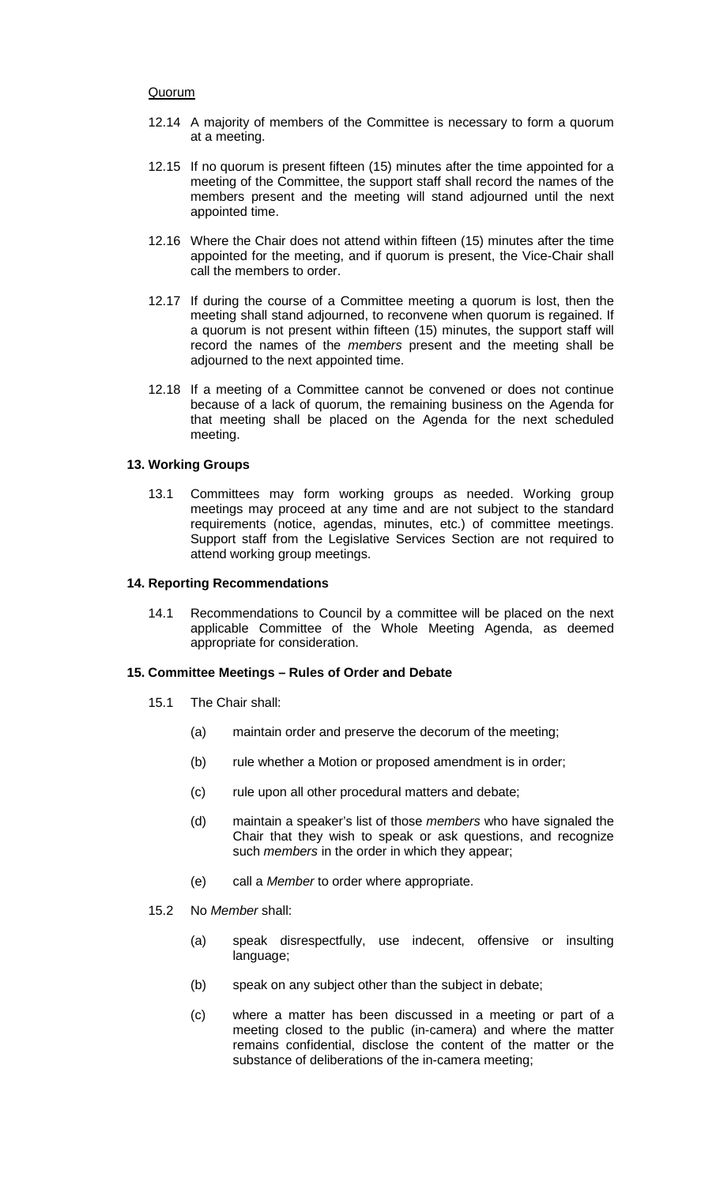Quorum

12.14 A majority of members of the Committee is necessary to form a quorum at a meeting.

12.15 If no quorum is present fifteen (15) minutes after the time appointed for a meeting of the Committee, the support staff shall record the names of the members present and the meeting will stand adjourned until the next appointed time.

12.16 Where the Chair does not attend within fifteen (15) minutes after the time appointed for the meeting, and if quorum is present, the Vice-Chair shall call the members to order.

12.17 If during the course of a Committee meeting a quorum is lost, then the meeting shall stand adjourned, to reconvene when quorum is regained. If a quorum is not present within fifteen (15) minutes, the support staff will record the names of the *members* present and the meeting shall be adjourned to the next appointed time.

12.18 If a meeting of a Committee cannot be convened or does not continue because of a lack of quorum, the remaining business on the Agenda for that meeting shall be placed on the Agenda for the next scheduled meeting.

**13. Working Groups**

13.1 Committees may form working groups as needed. Working group meetings may proceed at any time and are not subject to the standard requirements (notice, agendas, minutes, etc.) of committee meetings. Support staff from the Legislative Services Section are not required to attend working group meetings.

**14. Reporting Recommendations**

14.1 Recommendations to Council by a committee will be placed on the next applicable Committee of the Whole Meeting Agenda, as deemed appropriate for consideration.

**15. Committee Meetings – Rules of Order and Debate**

15.1 The Chair shall:

(a) maintain order and preserve the decorum of the meeting;

(b) rule whether a Motion or proposed amendment is in order;

(c) rule upon all other procedural matters and debate;

(d) maintain a speaker's list of those *members* who have signaled the Chair that they wish to speak or ask questions, and recognize such *members* in the order in which they appear;

(e) call a *Member* to order where appropriate.

15.2 No *Member* shall:

(a) speak disrespectfully, use indecent, offensive or insulting language;

(b) speak on any subject other than the subject in debate;

(c) where a matter has been discussed in a meeting or part of a meeting closed to the public (in-camera) and where the matter remains confidential, disclose the content of the matter or the substance of deliberations of the in-camera meeting;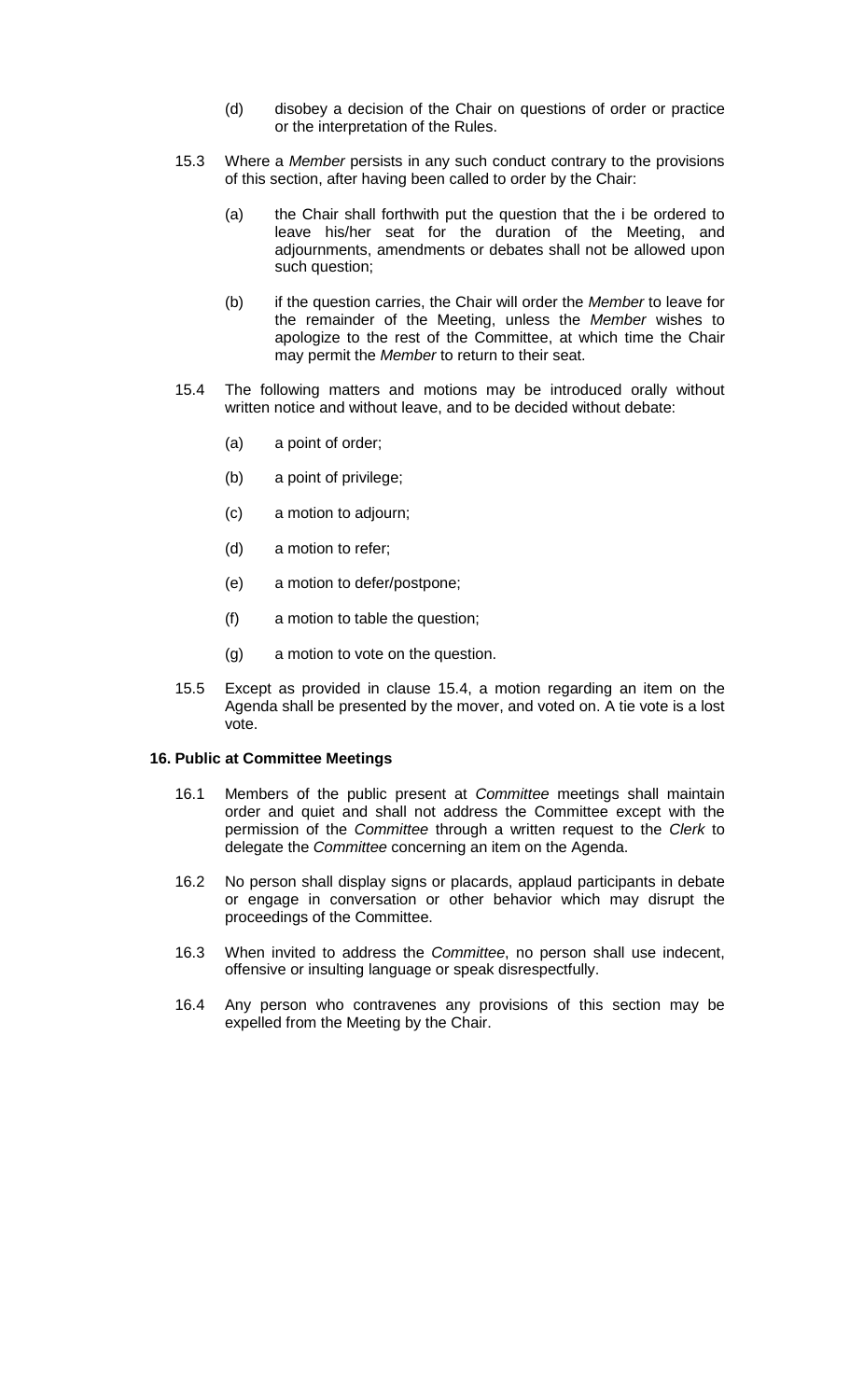(d) disobey a decision of the Chair on questions of order or practice or the interpretation of the Rules.

15.3 Where a *Member* persists in any such conduct contrary to the provisions of this section, after having been called to order by the Chair:

(a) the Chair shall forthwith put the question that the i be ordered to leave his/her seat for the duration of the Meeting, and adjournments, amendments or debates shall not be allowed upon such question;

(b) if the question carries, the Chair will order the *Member* to leave for the remainder of the Meeting, unless the *Member* wishes to apologize to the rest of the Committee, at which time the Chair may permit the *Member* to return to their seat.

15.4 The following matters and motions may be introduced orally without written notice and without leave, and to be decided without debate:

(a) a point of order;

(b) a point of privilege;

(c) a motion to adjourn;

(d) a motion to refer;

(e) a motion to defer/postpone;

(f) a motion to table the question;

(g) a motion to vote on the question.

15.5 Except as provided in clause 15.4, a motion regarding an item on the Agenda shall be presented by the mover, and voted on. A tie vote is a lost vote.

**16. Public at Committee Meetings**

16.1 Members of the public present at *Committee* meetings shall maintain order and quiet and shall not address the Committee except with the permission of the *Committee* through a written request to the *Clerk* to delegate the *Committee* concerning an item on the Agenda.

16.2 No person shall display signs or placards, applaud participants in debate or engage in conversation or other behavior which may disrupt the proceedings of the Committee.

16.3 When invited to address the *Committee*, no person shall use indecent, offensive or insulting language or speak disrespectfully.

16.4 Any person who contravenes any provisions of this section may be expelled from the Meeting by the Chair.